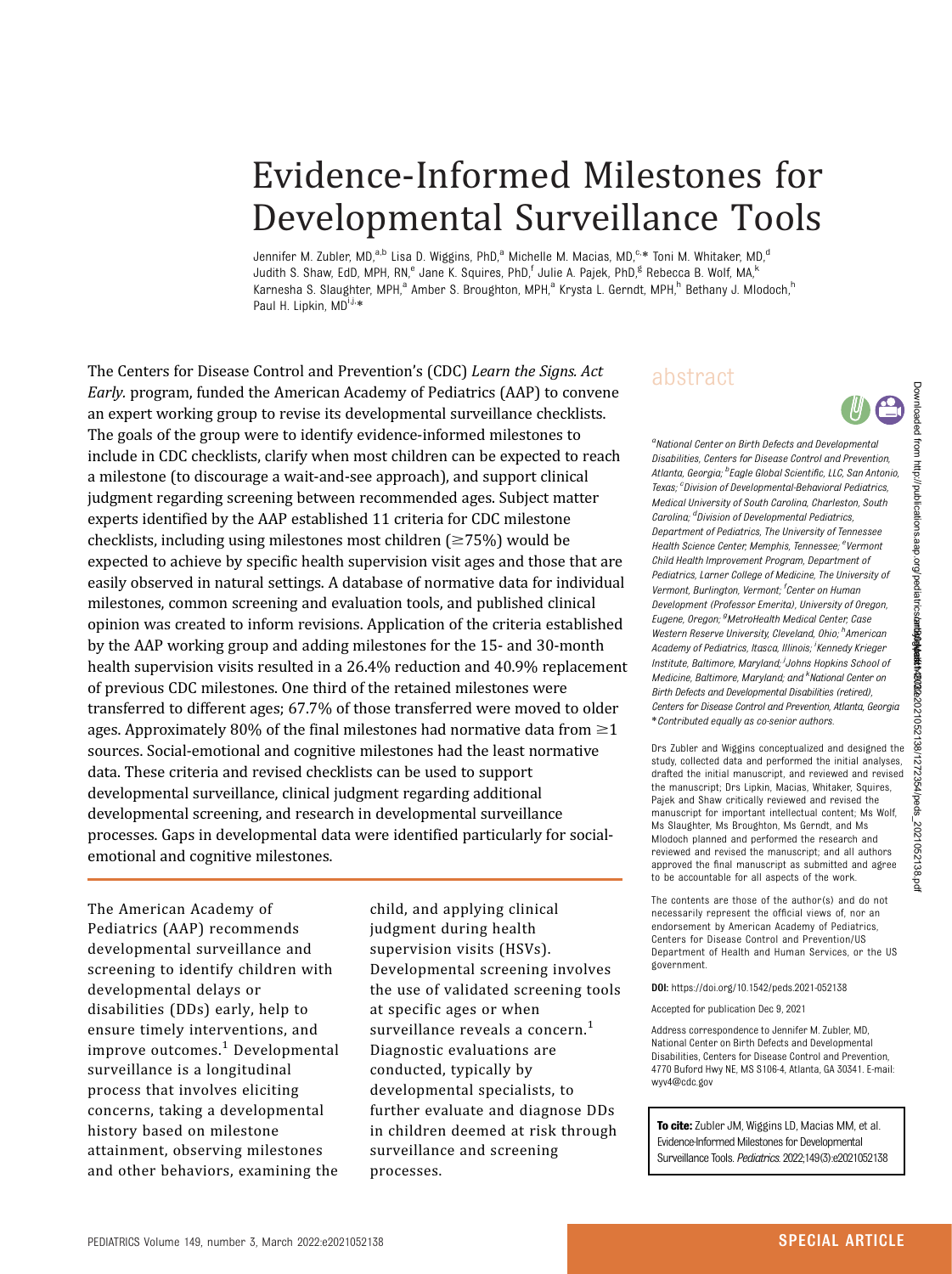# Evidence-Informed Milestones for Developmental Surveillance Tools

Jennifer M. Zubler, MD,[a,b] Lisa D. Wiggins, PhD,[a] Michelle M. Macias, MD,[c,*] Toni M. Whitaker, MD,[d] Judith S. Shaw, EdD, MPH, RN,[e] Jane K. Squires, PhD,[f] Julie A. Pajek, PhD,[g] Rebecca B. Wolf, MA,[k] Karnesha S. Slaughter, MPH,[a] Amber S. Broughton, MPH,[a] Krysta L. Gerndt, MPH,[h] Bethany J. Mlodoch,[h] Paul H. Lipkin, MD[i,j,*]

## abstract

The Centers for Disease Control and Prevention's (CDC) *Learn the Signs. Act Early.* program, funded the American Academy of Pediatrics (AAP) to convene an expert working group to revise its developmental surveillance checklists. The goals of the group were to identify evidence-informed milestones to include in CDC checklists, clarify when most children can be expected to reach a milestone (to discourage a wait-and-see approach), and support clinical judgment regarding screening between recommended ages. Subject matter experts identified by the AAP established 11 criteria for CDC milestone checklists, including using milestones most children (≥75%) would be expected to achieve by specific health supervision visit ages and those that are easily observed in natural settings. A database of normative data for individual milestones, common screening and evaluation tools, and published clinical opinion was created to inform revisions. Application of the criteria established by the AAP working group and adding milestones for the 15- and 30-month health supervision visits resulted in a 26.4% reduction and 40.9% replacement of previous CDC milestones. One third of the retained milestones were transferred to different ages; 67.7% of those transferred were moved to older ages. Approximately 80% of the final milestones had normative data from ≥1 sources. Social-emotional and cognitive milestones had the least normative data. These criteria and revised checklists can be used to support developmental surveillance, clinical judgment regarding additional developmental screening, and research in developmental surveillance processes. Gaps in developmental data were identified particularly for social-emotional and cognitive milestones.

The American Academy of Pediatrics (AAP) recommends developmental surveillance and screening to identify children with developmental delays or disabilities (DDs) early, help to ensure timely interventions, and improve outcomes.[1] Developmental surveillance is a longitudinal process that involves eliciting concerns, taking a developmental history based on milestone attainment, observing milestones and other behaviors, examining the child, and applying clinical judgment during health supervision visits (HSVs). Developmental screening involves the use of validated screening tools at specific ages or when surveillance reveals a concern.[1] Diagnostic evaluations are conducted, typically by developmental specialists, to further evaluate and diagnose DDs in children deemed at risk through surveillance and screening processes.

[a]*National Center on Birth Defects and Developmental Disabilities, Centers for Disease Control and Prevention, Atlanta, Georgia;* [b]*Eagle Global Scientific, LLC, San Antonio, Texas;* [c]*Division of Developmental-Behavioral Pediatrics, Medical University of South Carolina, Charleston, South Carolina;* [d]*Division of Developmental Pediatrics, Department of Pediatrics, The University of Tennessee Health Science Center, Memphis, Tennessee;* [e]*Vermont Child Health Improvement Program, Department of Pediatrics, Larner College of Medicine, The University of Vermont, Burlington, Vermont;* [f]*Center on Human Development (Professor Emerita), University of Oregon, Eugene, Oregon;* [g]*MetroHealth Medical Center, Case Western Reserve University, Cleveland, Ohio;* [h]*American Academy of Pediatrics, Itasca, Illinois;* [i]*Kennedy Krieger Institute, Baltimore, Maryland;* [j]*Johns Hopkins School of Medicine, Baltimore, Maryland; and* [k]*National Center on Birth Defects and Developmental Disabilities (retired), Centers for Disease Control and Prevention, Atlanta, Georgia*
*\*Contributed equally as co-senior authors.*

Drs Zubler and Wiggins conceptualized and designed the study, collected data and performed the initial analyses, drafted the initial manuscript, and reviewed and revised the manuscript; Drs Lipkin, Macias, Whitaker, Squires, Pajek and Shaw critically reviewed and revised the manuscript for important intellectual content; Ms Wolf, Ms Slaughter, Ms Broughton, Ms Gerndt, and Ms Mlodoch planned and performed the research and reviewed and revised the manuscript; and all authors approved the final manuscript as submitted and agree to be accountable for all aspects of the work.

The contents are those of the author(s) and do not necessarily represent the official views of, nor an endorsement by American Academy of Pediatrics, Centers for Disease Control and Prevention/US Department of Health and Human Services, or the US government.

**DOI:** https://doi.org/10.1542/peds.2021-052138

Accepted for publication Dec 9, 2021

Address correspondence to Jennifer M. Zubler, MD, National Center on Birth Defects and Developmental Disabilities, Centers for Disease Control and Prevention, 4770 Buford Hwy NE, MS S106-4, Atlanta, GA 30341. E-mail: wyv4@cdc.gov

**To cite:** Zubler JM, Wiggins LD, Macias MM, et al. Evidence-Informed Milestones for Developmental Surveillance Tools. *Pediatrics.* 2022;149(3):e2021052138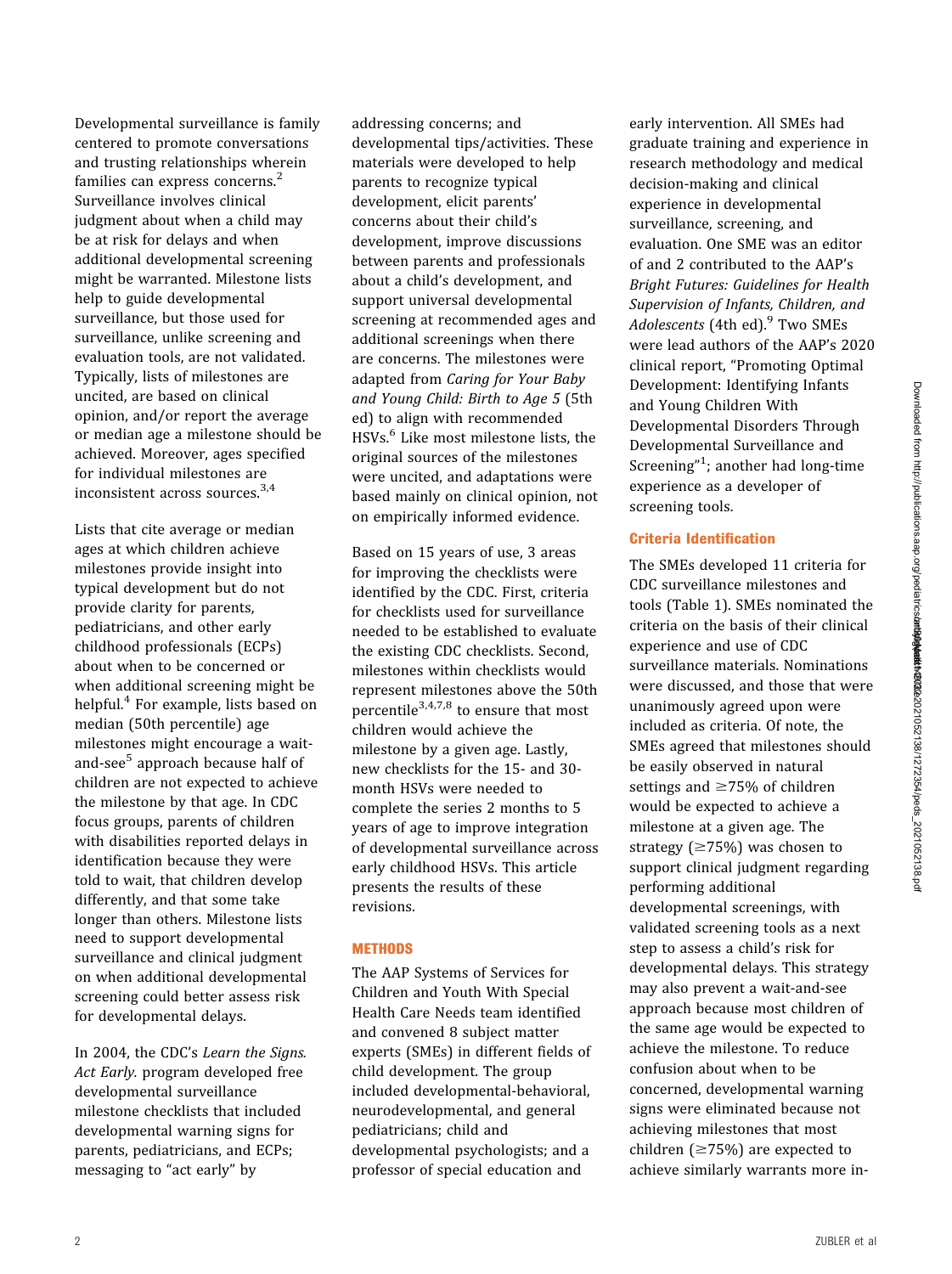Developmental surveillance is family centered to promote conversations and trusting relationships wherein families can express concerns.[2] Surveillance involves clinical judgment about when a child may be at risk for delays and when additional developmental screening might be warranted. Milestone lists help to guide developmental surveillance, but those used for surveillance, unlike screening and evaluation tools, are not validated. Typically, lists of milestones are uncited, are based on clinical opinion, and/or report the average or median age a milestone should be achieved. Moreover, ages specified for individual milestones are inconsistent across sources.[3,4]

Lists that cite average or median ages at which children achieve milestones provide insight into typical development but do not provide clarity for parents, pediatricians, and other early childhood professionals (ECPs) about when to be concerned or when additional screening might be helpful.[4] For example, lists based on median (50th percentile) age milestones might encourage a wait-and-see[5] approach because half of children are not expected to achieve the milestone by that age. In CDC focus groups, parents of children with disabilities reported delays in identification because they were told to wait, that children develop differently, and that some take longer than others. Milestone lists need to support developmental surveillance and clinical judgment on when additional developmental screening could better assess risk for developmental delays.

In 2004, the CDC's *Learn the Signs. Act Early.* program developed free developmental surveillance milestone checklists that included developmental warning signs for parents, pediatricians, and ECPs; messaging to "act early" by addressing concerns; and developmental tips/activities. These materials were developed to help parents to recognize typical development, elicit parents' concerns about their child's development, improve discussions between parents and professionals about a child's development, and support universal developmental screening at recommended ages and additional screenings when there are concerns. The milestones were adapted from *Caring for Your Baby and Young Child: Birth to Age 5* (5th ed) to align with recommended HSVs.[6] Like most milestone lists, the original sources of the milestones were uncited, and adaptations were based mainly on clinical opinion, not on empirically informed evidence.

Based on 15 years of use, 3 areas for improving the checklists were identified by the CDC. First, criteria for checklists used for surveillance needed to be established to evaluate the existing CDC checklists. Second, milestones within checklists would represent milestones above the 50th percentile[3,4,7,8] to ensure that most children would achieve the milestone by a given age. Lastly, new checklists for the 15- and 30-month HSVs were needed to complete the series 2 months to 5 years of age to improve integration of developmental surveillance across early childhood HSVs. This article presents the results of these revisions.

## METHODS

The AAP Systems of Services for Children and Youth With Special Health Care Needs team identified and convened 8 subject matter experts (SMEs) in different fields of child development. The group included developmental-behavioral, neurodevelopmental, and general pediatricians; child and developmental psychologists; and a professor of special education and early intervention. All SMEs had graduate training and experience in research methodology and medical decision-making and clinical experience in developmental surveillance, screening, and evaluation. One SME was an editor of and 2 contributed to the AAP's *Bright Futures: Guidelines for Health Supervision of Infants, Children, and Adolescents* (4th ed).[9] Two SMEs were lead authors of the AAP's 2020 clinical report, "Promoting Optimal Development: Identifying Infants and Young Children With Developmental Disorders Through Developmental Surveillance and Screening"[1]; another had long-time experience as a developer of screening tools.

### Criteria Identification

The SMEs developed 11 criteria for CDC surveillance milestones and tools (Table 1). SMEs nominated the criteria on the basis of their clinical experience and use of CDC surveillance materials. Nominations were discussed, and those that were unanimously agreed upon were included as criteria. Of note, the SMEs agreed that milestones should be easily observed in natural settings and ≥75% of children would be expected to achieve a milestone at a given age. The strategy (≥75%) was chosen to support clinical judgment regarding performing additional developmental screenings, with validated screening tools as a next step to assess a child's risk for developmental delays. This strategy may also prevent a wait-and-see approach because most children of the same age would be expected to achieve the milestone. To reduce confusion about when to be concerned, developmental warning signs were eliminated because not achieving milestones that most children (≥75%) are expected to achieve similarly warrants more in-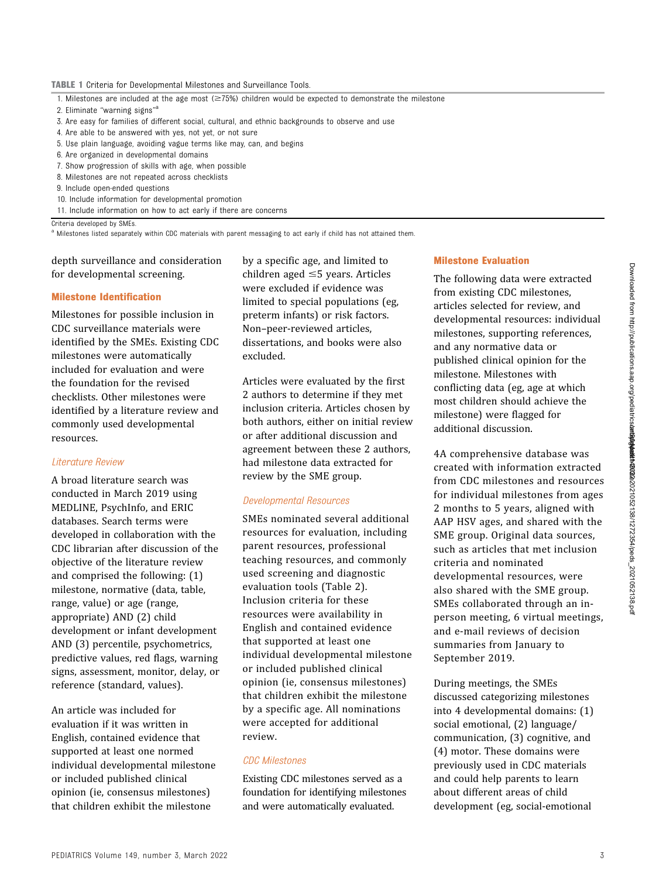**TABLE 1** Criteria for Developmental Milestones and Surveillance Tools.

| Criteria |
|---|
| 1. Milestones are included at the age most (≥75%) children would be expected to demonstrate the milestone |
| 2. Eliminate "warning signs"[a] |
| 3. Are easy for families of different social, cultural, and ethnic backgrounds to observe and use |
| 4. Are able to be answered with yes, not yet, or not sure |
| 5. Use plain language, avoiding vague terms like may, can, and begins |
| 6. Are organized in developmental domains |
| 7. Show progression of skills with age, when possible |
| 8. Milestones are not repeated across checklists |
| 9. Include open-ended questions |
| 10. Include information for developmental promotion |
| 11. Include information on how to act early if there are concerns |

Criteria developed by SMEs.

[a] Milestones listed separately within CDC materials with parent messaging to act early if child has not attained them.

depth surveillance and consideration for developmental screening.

### Milestone Identification

Milestones for possible inclusion in CDC surveillance materials were identified by the SMEs. Existing CDC milestones were automatically included for evaluation and were the foundation for the revised checklists. Other milestones were identified by a literature review and commonly used developmental resources.

#### *Literature Review*

A broad literature search was conducted in March 2019 using MEDLINE, PsychInfo, and ERIC databases. Search terms were developed in collaboration with the CDC librarian after discussion of the objective of the literature review and comprised the following: (1) milestone, normative (data, table, range, value) or age (range, appropriate) AND (2) child development or infant development AND (3) percentile, psychometrics, predictive values, red flags, warning signs, assessment, monitor, delay, or reference (standard, values).

An article was included for evaluation if it was written in English, contained evidence that supported at least one normed individual developmental milestone or included published clinical opinion (ie, consensus milestones) that children exhibit the milestone by a specific age, and limited to children aged ≤5 years. Articles were excluded if evidence was limited to special populations (eg, preterm infants) or risk factors. Non–peer-reviewed articles, dissertations, and books were also excluded.

Articles were evaluated by the first 2 authors to determine if they met inclusion criteria. Articles chosen by both authors, either on initial review or after additional discussion and agreement between these 2 authors, had milestone data extracted for review by the SME group.

#### *Developmental Resources*

SMEs nominated several additional resources for evaluation, including parent resources, professional teaching resources, and commonly used screening and diagnostic evaluation tools (Table 2). Inclusion criteria for these resources were availability in English and contained evidence that supported at least one individual developmental milestone or included published clinical opinion (ie, consensus milestones) that children exhibit the milestone by a specific age. All nominations were accepted for additional review.

#### *CDC Milestones*

Existing CDC milestones served as a foundation for identifying milestones and were automatically evaluated.

### Milestone Evaluation

The following data were extracted from existing CDC milestones, articles selected for review, and developmental resources: individual milestones, supporting references, and any normative data or published clinical opinion for the milestone. Milestones with conflicting data (eg, age at which most children should achieve the milestone) were flagged for additional discussion.

4A comprehensive database was created with information extracted from CDC milestones and resources for individual milestones from ages 2 months to 5 years, aligned with AAP HSV ages, and shared with the SME group. Original data sources, such as articles that met inclusion criteria and nominated developmental resources, were also shared with the SME group. SMEs collaborated through an in-person meeting, 6 virtual meetings, and e-mail reviews of decision summaries from January to September 2019.

During meetings, the SMEs discussed categorizing milestones into 4 developmental domains: (1) social emotional, (2) language/communication, (3) cognitive, and (4) motor. These domains were previously used in CDC materials and could help parents to learn about different areas of child development (eg, social-emotional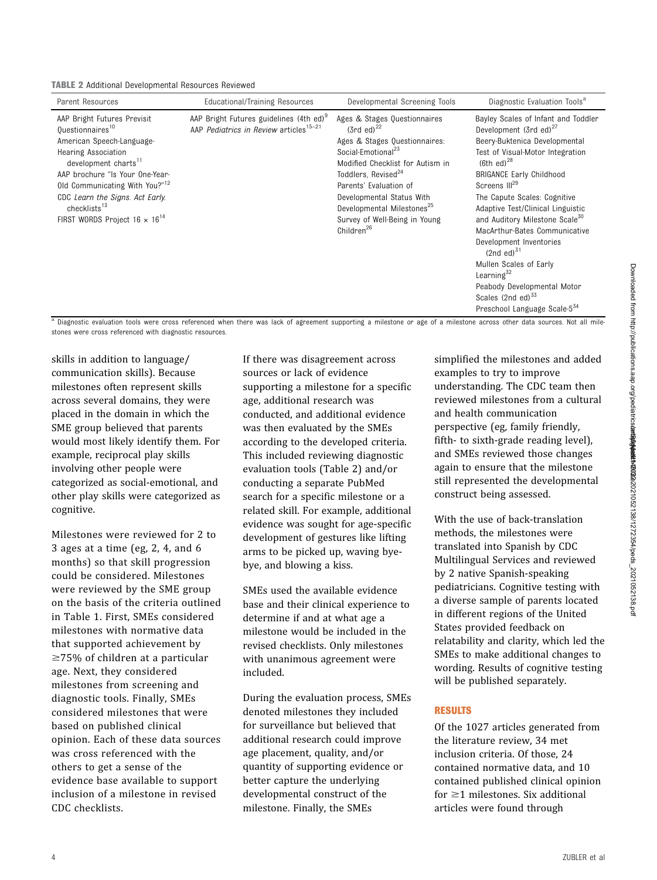**TABLE 2** Additional Developmental Resources Reviewed

| Parent Resources | Educational/Training Resources | Developmental Screening Tools | Diagnostic Evaluation Tools[a] |
|---|---|---|---|
| AAP Bright Futures Previsit Questionnaires[10]<br>American Speech-Language-Hearing Association development charts[11]<br>AAP brochure "Is Your One-Year-Old Communicating With You?"[12]<br>CDC *Learn the Signs. Act Early.* checklists[13]<br>FIRST WORDS Project 16 × 16[14] | AAP Bright Futures guidelines (4th ed)[9]<br>AAP *Pediatrics in Review* articles[15–21] | Ages & Stages Questionnaires (3rd ed)[22]<br>Ages & Stages Questionnaires: Social-Emotional[23]<br>Modified Checklist for Autism in Toddlers, Revised[24]<br>Parents' Evaluation of Developmental Status With Developmental Milestones[25]<br>Survey of Well-Being in Young Children[26] | Bayley Scales of Infant and Toddler Development (3rd ed)[27]<br>Beery-Buktenica Developmental Test of Visual-Motor Integration (6th ed)[28]<br>BRIGANCE Early Childhood Screens III[29]<br>The Capute Scales: Cognitive Adaptive Test/Clinical Linguistic and Auditory Milestone Scale[30]<br>MacArthur-Bates Communicative Development Inventories (2nd ed)[31]<br>Mullen Scales of Early Learning[32]<br>Peabody Developmental Motor Scales (2nd ed)[33]<br>Preschool Language Scale-5[34] |

[a] Diagnostic evaluation tools were cross referenced when there was lack of agreement supporting a milestone or age of a milestone across other data sources. Not all milestones were cross referenced with diagnostic resources.

skills in addition to language/communication skills). Because milestones often represent skills across several domains, they were placed in the domain in which the SME group believed that parents would most likely identify them. For example, reciprocal play skills involving other people were categorized as social-emotional, and other play skills were categorized as cognitive.

Milestones were reviewed for 2 to 3 ages at a time (eg, 2, 4, and 6 months) so that skill progression could be considered. Milestones were reviewed by the SME group on the basis of the criteria outlined in Table 1. First, SMEs considered milestones with normative data that supported achievement by ≥75% of children at a particular age. Next, they considered milestones from screening and diagnostic tools. Finally, SMEs considered milestones that were based on published clinical opinion. Each of these data sources was cross referenced with the others to get a sense of the evidence base available to support inclusion of a milestone in revised CDC checklists.

If there was disagreement across sources or lack of evidence supporting a milestone for a specific age, additional research was conducted, and additional evidence was then evaluated by the SMEs according to the developed criteria. This included reviewing diagnostic evaluation tools (Table 2) and/or conducting a separate PubMed search for a specific milestone or a related skill. For example, additional evidence was sought for age-specific development of gestures like lifting arms to be picked up, waving bye-bye, and blowing a kiss.

SMEs used the available evidence base and their clinical experience to determine if and at what age a milestone would be included in the revised checklists. Only milestones with unanimous agreement were included.

During the evaluation process, SMEs denoted milestones they included for surveillance but believed that additional research could improve age placement, quality, and/or quantity of supporting evidence or better capture the underlying developmental construct of the milestone. Finally, the SMEs simplified the milestones and added examples to try to improve understanding. The CDC team then reviewed milestones from a cultural and health communication perspective (eg, family friendly, fifth- to sixth-grade reading level), and SMEs reviewed those changes again to ensure that the milestone still represented the developmental construct being assessed.

With the use of back-translation methods, the milestones were translated into Spanish by CDC Multilingual Services and reviewed by 2 native Spanish-speaking pediatricians. Cognitive testing with a diverse sample of parents located in different regions of the United States provided feedback on relatability and clarity, which led the SMEs to make additional changes to wording. Results of cognitive testing will be published separately.

## RESULTS

Of the 1027 articles generated from the literature review, 34 met inclusion criteria. Of those, 24 contained normative data, and 10 contained published clinical opinion for ≥1 milestones. Six additional articles were found through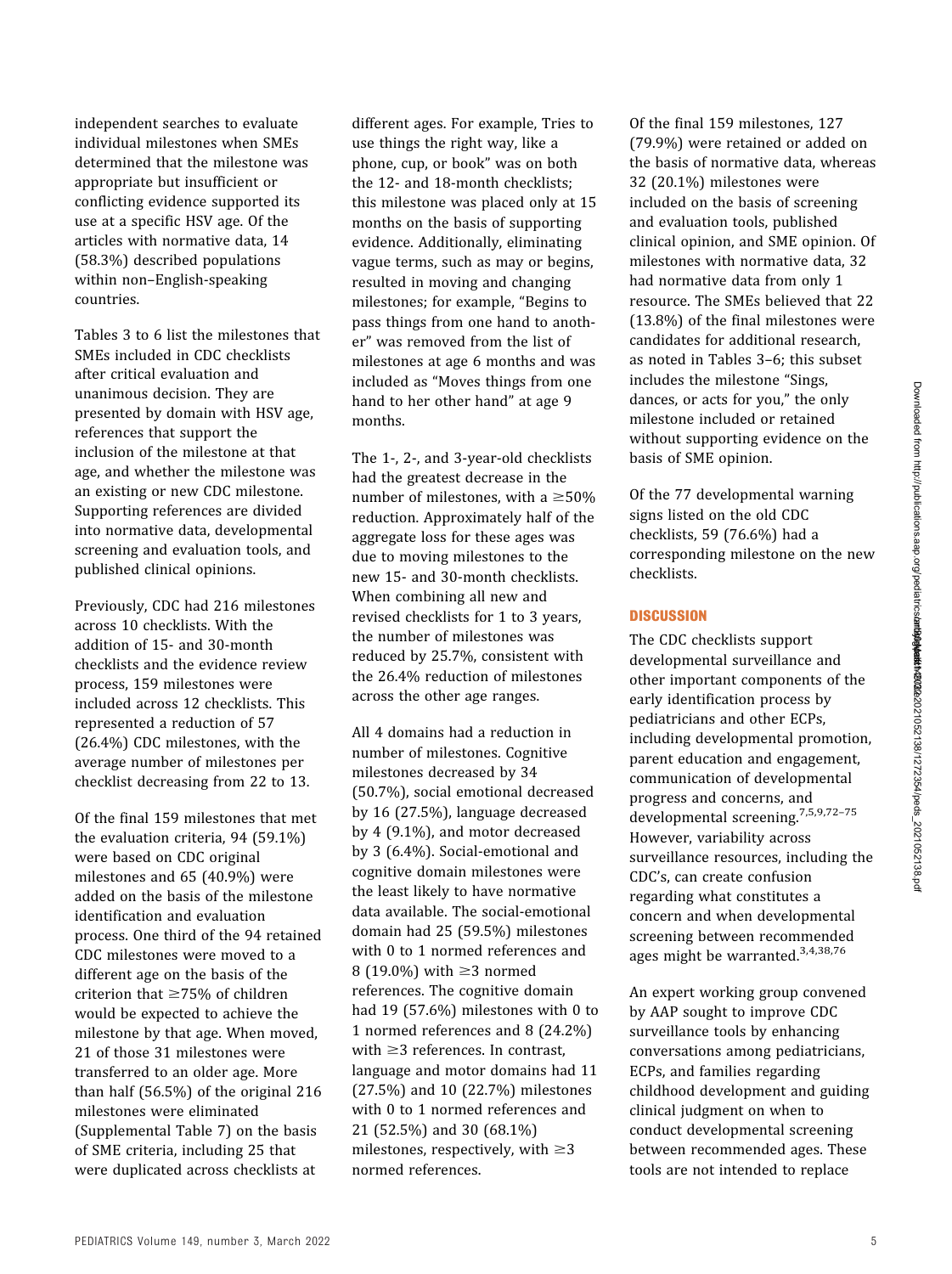independent searches to evaluate individual milestones when SMEs determined that the milestone was appropriate but insufficient or conflicting evidence supported its use at a specific HSV age. Of the articles with normative data, 14 (58.3%) described populations within non–English-speaking countries.

Tables 3 to 6 list the milestones that SMEs included in CDC checklists after critical evaluation and unanimous decision. They are presented by domain with HSV age, references that support the inclusion of the milestone at that age, and whether the milestone was an existing or new CDC milestone. Supporting references are divided into normative data, developmental screening and evaluation tools, and published clinical opinions.

Previously, CDC had 216 milestones across 10 checklists. With the addition of 15- and 30-month checklists and the evidence review process, 159 milestones were included across 12 checklists. This represented a reduction of 57 (26.4%) CDC milestones, with the average number of milestones per checklist decreasing from 22 to 13.

Of the final 159 milestones that met the evaluation criteria, 94 (59.1%) were based on CDC original milestones and 65 (40.9%) were added on the basis of the milestone identification and evaluation process. One third of the 94 retained CDC milestones were moved to a different age on the basis of the criterion that ≥75% of children would be expected to achieve the milestone by that age. When moved, 21 of those 31 milestones were transferred to an older age. More than half (56.5%) of the original 216 milestones were eliminated (Supplemental Table 7) on the basis of SME criteria, including 25 that were duplicated across checklists at different ages. For example, Tries to use things the right way, like a phone, cup, or book" was on both the 12- and 18-month checklists; this milestone was placed only at 15 months on the basis of supporting evidence. Additionally, eliminating vague terms, such as may or begins, resulted in moving and changing milestones; for example, "Begins to pass things from one hand to another" was removed from the list of milestones at age 6 months and was included as "Moves things from one hand to her other hand" at age 9 months.

The 1-, 2-, and 3-year-old checklists had the greatest decrease in the number of milestones, with a ≥50% reduction. Approximately half of the aggregate loss for these ages was due to moving milestones to the new 15- and 30-month checklists. When combining all new and revised checklists for 1 to 3 years, the number of milestones was reduced by 25.7%, consistent with the 26.4% reduction of milestones across the other age ranges.

All 4 domains had a reduction in number of milestones. Cognitive milestones decreased by 34 (50.7%), social emotional decreased by 16 (27.5%), language decreased by 4 (9.1%), and motor decreased by 3 (6.4%). Social-emotional and cognitive domain milestones were the least likely to have normative data available. The social-emotional domain had 25 (59.5%) milestones with 0 to 1 normed references and 8 (19.0%) with ≥3 normed references. The cognitive domain had 19 (57.6%) milestones with 0 to 1 normed references and 8 (24.2%) with ≥3 references. In contrast, language and motor domains had 11 (27.5%) and 10 (22.7%) milestones with 0 to 1 normed references and 21 (52.5%) and 30 (68.1%) milestones, respectively, with ≥3 normed references.

Of the final 159 milestones, 127 (79.9%) were retained or added on the basis of normative data, whereas 32 (20.1%) milestones were included on the basis of screening and evaluation tools, published clinical opinion, and SME opinion. Of milestones with normative data, 32 had normative data from only 1 resource. The SMEs believed that 22 (13.8%) of the final milestones were candidates for additional research, as noted in Tables 3–6; this subset includes the milestone "Sings, dances, or acts for you," the only milestone included or retained without supporting evidence on the basis of SME opinion.

Of the 77 developmental warning signs listed on the old CDC checklists, 59 (76.6%) had a corresponding milestone on the new checklists.

## DISCUSSION

The CDC checklists support developmental surveillance and other important components of the early identification process by pediatricians and other ECPs, including developmental promotion, parent education and engagement, communication of developmental progress and concerns, and developmental screening.[7,5,9,72–75] However, variability across surveillance resources, including the CDC's, can create confusion regarding what constitutes a concern and when developmental screening between recommended ages might be warranted.[3,4,38,76]

An expert working group convened by AAP sought to improve CDC surveillance tools by enhancing conversations among pediatricians, ECPs, and families regarding childhood development and guiding clinical judgment on when to conduct developmental screening between recommended ages. These tools are not intended to replace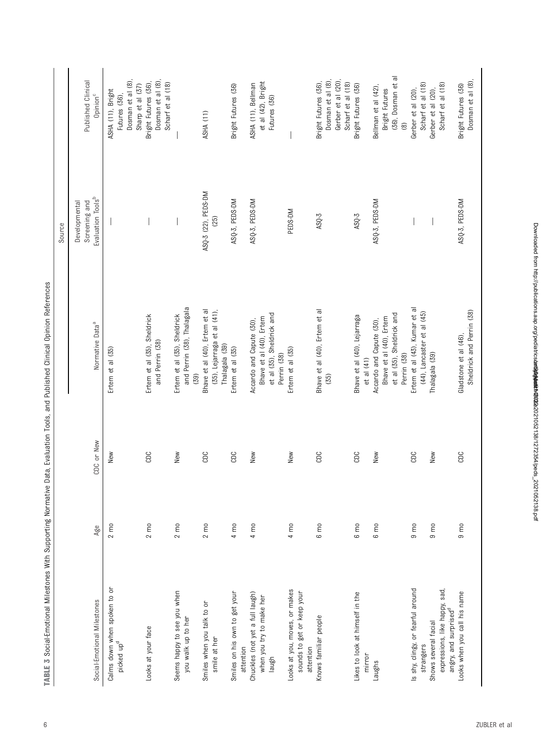**TABLE 3** Social-Emotional Milestones With Supporting Normative Data, Evaluation Tools, and Published Clinical Opinion References

| Social-Emotional Milestones | Age | CDC or New | Normative Data[a] | Source: Developmental Screening and Evaluation Tools[b] | Source: Published Clinical Opinion[c] |
|---|---|---|---|---|---|
| Calms down when spoken to or picked up[d] | 2 mo | New | Ertem et al (35) | — | ASHA (11), Bright Futures (36), Dosman et al (8), Sharp et al (37) |
| Looks at your face | 2 mo | CDC | Ertem et al (35), Sheldrick and Perrin (38) | — | Bright Futures (36), Dosman et al (8), Scharf et al (18) |
| Seems happy to see you when you walk up to her | 2 mo | New | Ertem et al (35), Sheldrick and Perrin (38), Thalagala (39) | — | — |
| Smiles when you talk to or smile at her | 2 mo | CDC | Bhave et al (40), Ertem et al (35), Lejarraga et al (41), Thalagala (39) | ASQ-3 (22), PEDS-DM (25) | ASHA (11) |
| Smiles on his own to get your attention | 4 mo | CDC | Ertem et al (35) | ASQ-3, PEDS-DM | Bright Futures (36) |
| Chuckles (not yet a full laugh) when you try to make her laugh | 4 mo | New | Accardo and Capute (30), Bhave et al (40), Ertem et al (35), Sheldrick and Perrin (38) | ASQ-3, PEDS-DM | ASHA (11), Bellman et al (42), Bright Futures (36) |
| Looks at you, moves, or makes sounds to get or keep your attention | 4 mo | New | Ertem et al (35) | PEDS-DM | — |
| Knows familiar people | 6 mo | CDC | Bhave et al (40), Ertem et al (35) | ASQ-3 | Bright Futures (36), Dosman et al (8), Gerber et al (20), Scharf et al (18) |
| Likes to look at himself in the mirror | 6 mo | CDC | Bhave et al (40), Lejarraga et al (41) | ASQ-3 | Bright Futures (36) |
| Laughs | 6 mo | New | Accardo and Capute (30), Bhave et al (40), Ertem et al (35), Sheldrick and Perrin (38) | ASQ-3, PEDS-DM | Bellman et al (42), Bright Futures (36), Dosman et al (8) |
| Is shy, clingy, or fearful around strangers | 9 mo | CDC | Ertem et al (43), Kumar et al (44), Lancaster et al (45) | — | Gerber et al (20), Scharf et al (18) |
| Shows several facial expressions, like happy, sad, angry, and surprised[d] | 9 mo | New | Thalagala (39) | — | Gerber et al (20), Scharf et al (18) |
| Looks when you call his name | 9 mo | CDC | Gladstone et al (46), Sheldrick and Perrin (38) | ASQ-3, PEDS-DM | Bright Futures (36) Dosman et al (8), |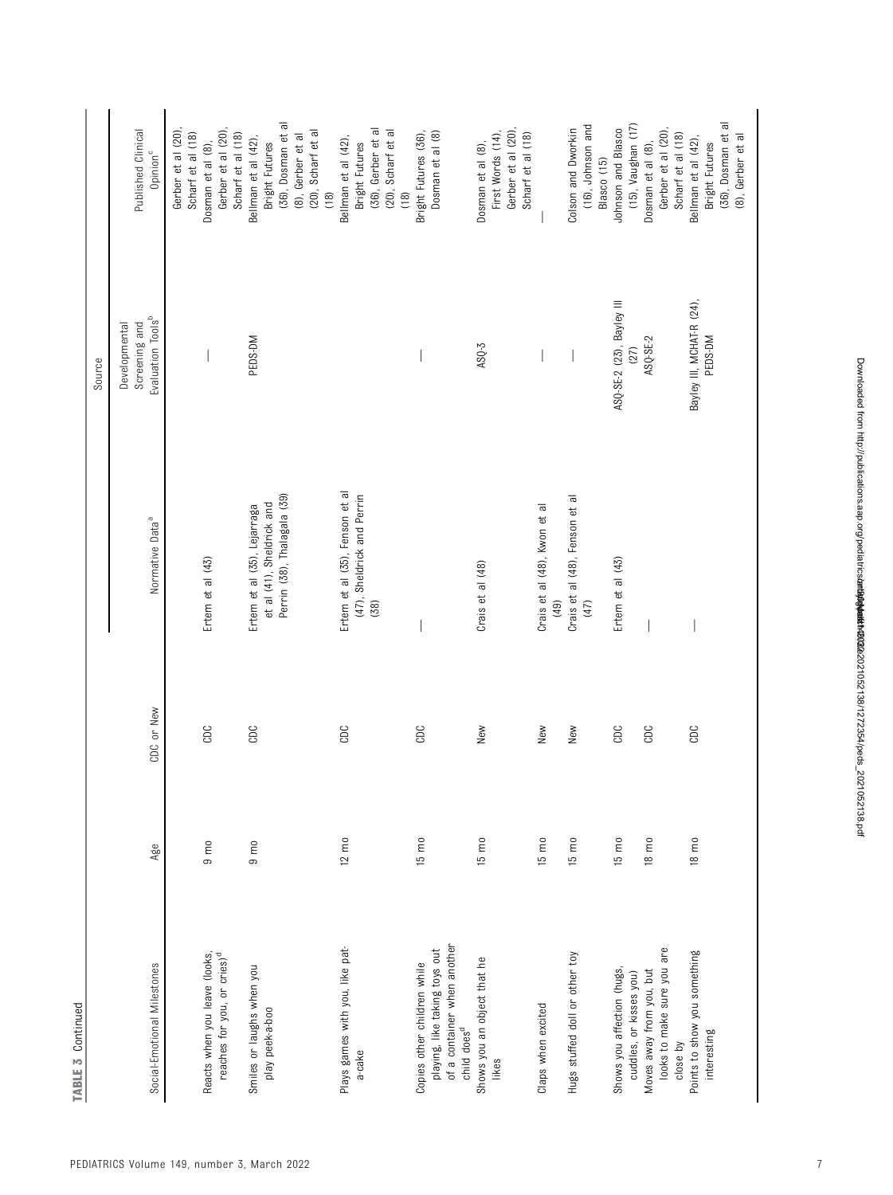**TABLE 3** Continued

| Social-Emotional Milestones | Age | CDC or New | Normative Data[a] | Source | |
|---|---|---|---|---|---|
| | | | | Developmental Screening and Evaluation Tools[b] | Published Clinical Opinion[c] |
| | | | | | Gerber et al (20), Scharf et al (18) |
| Reacts when you leave (looks, reaches for you, or cries)[d] | 9 mo | CDC | Ertem et al (43) | — | Dosman et al (8), Gerber et al (20), Scharf et al (18) |
| Smiles or laughs when you play peek-a-boo | 9 mo | CDC | Ertem et al (35), Lejarraga et al (41), Sheldrick and Perrin (38), Thalagala (39) | PEDS-DM | Bellman et al (42), Bright Futures (36), Dosman et al (8), Gerber et al (20), Scharf et al (18) |
| Plays games with you, like pat-a-cake | 12 mo | CDC | Ertem et al (35), Fenson et al (47), Sheldrick and Perrin (38) | — | Bellman et al (42), Bright Futures (36), Gerber et al (20), Scharf et al (18) |
| Copies other children while playing, like taking toys out of a container when another child does[d] | 15 mo | CDC | — | — | Bright Futures (36), Dosman et al (8) |
| Shows you an object that he likes | 15 mo | New | Crais et al (48) | ASQ-3 | Dosman et al (8), First Words (14), Gerber et al (20), Scharf et al (18) |
| Claps when excited | 15 mo | New | Crais et al (48), Kwon et al (49) | — | — |
| Hugs stuffed doll or other toy | 15 mo | New | Crais et al (48), Fenson et al (47) | — | Colson and Dworkin (16), Johnson and Blasco (15) |
| Shows you affection (hugs, cuddles, or kisses you) | 15 mo | CDC | Ertem et al (43) | ASQ-SE-2 (23), Bayley III (27) | Johnson and Blasco (15), Vaughan (17) |
| Moves away from you, but looks to make sure you are close by | 18 mo | CDC | — | ASQ-SE-2 | Dosman et al (8), Gerber et al (20), Scharf et al (18) |
| Points to show you something interesting | 18 mo | CDC | — | Bayley III, MCHAT-R (24), PEDS-DM | Bellman et al (42), Bright Futures (36), Dosman et al (8), Gerber et al |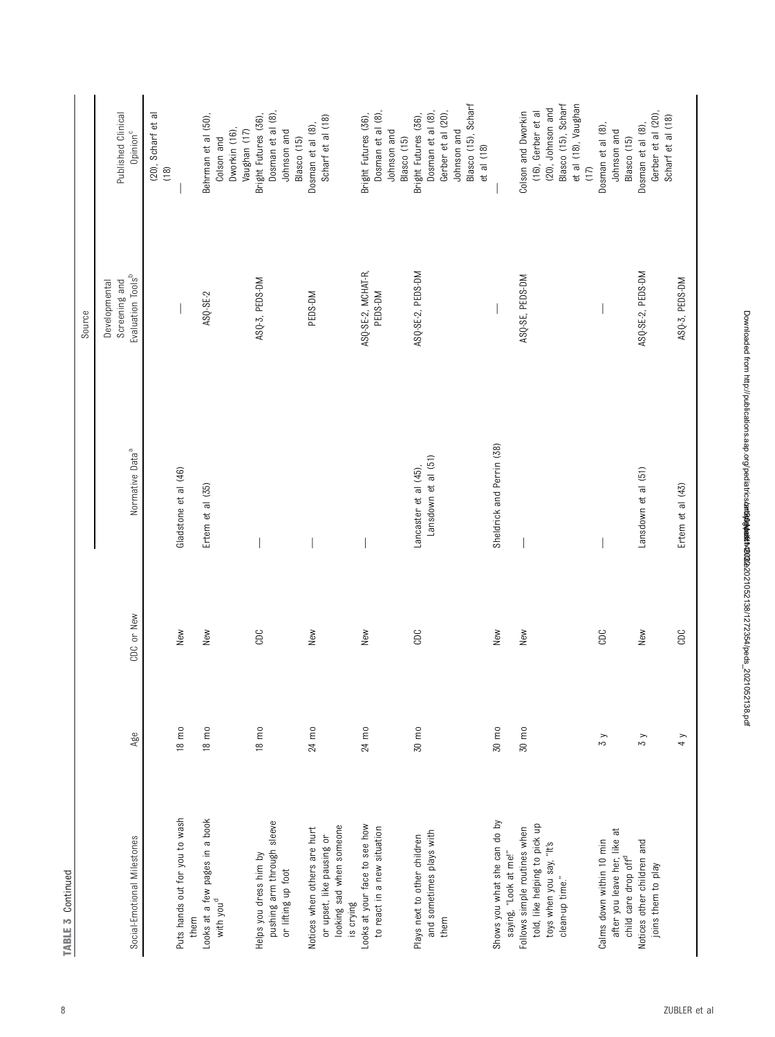**TABLE 3** Continued

| Social-Emotional Milestones | Age | CDC or New | Source | | |
|---|---|---|---|---|---|
| | | | Normative Data[a] | Developmental Screening and Evaluation Tools[b] | Published Clinical Opinion[c] |
| | | | | | (20), Scharf et al (18) |
| Puts hands out for you to wash them | 18 mo | New | Gladstone et al (46) | — | — |
| Looks at a few pages in a book with you[d] | 18 mo | New | Ertem et al (35) | ASQ-SE-2 | Behrman et al (50), Colson and Dworkin (16), Vaughan (17) |
| Helps you dress him by pushing arm through sleeve or lifting up foot | 18 mo | CDC | — | ASQ-3, PEDS-DM | Bright Futures (36), Dosman et al (8), Johnson and Blasco (15) |
| Notices when others are hurt or upset, like pausing or looking sad when someone is crying | 24 mo | New | — | PEDS-DM | Dosman et al (8), Scharf et al (18) |
| Looks at your face to see how to react in a new situation | 24 mo | New | — | ASQ-SE-2, MCHAT-R, PEDS-DM | Bright Futures (36), Dosman et al (8), Johnson and Blasco (15) |
| Plays next to other children and sometimes plays with them | 30 mo | CDC | Lancaster et al (45), Lansdown et al (51) | ASQ-SE-2, PEDS-DM | Bright Futures (36), Dosman et al (8), Gerber et al (20), Johnson and Blasco (15), Scharf et al (18) |
| Shows you what she can do by saying, "Look at me!" | 30 mo | New | Sheldrick and Perrin (38) | — | — |
| Follows simple routines when told, like helping to pick up toys when you say, "It's clean-up time." | 30 mo | New | — | ASQ-SE, PEDS-DM | Colson and Dworkin (16), Gerber et al (20), Johnson and Blasco (15), Scharf et al (18), Vaughan (17) |
| Calms down within 10 min after you leave her, like at child care drop off[d] | 3 y | CDC | — | — | Dosman et al (8), Johnson and Blasco (15) |
| Notices other children and joins them to play | 3 y | New | Lansdown et al (51) | ASQ-SE-2, PEDS-DM | Dosman et al (8), Gerber et al (20), Scharf et al (18) |
| | 4 y | CDC | Ertem et al (43) | ASQ-3, PEDS-DM | |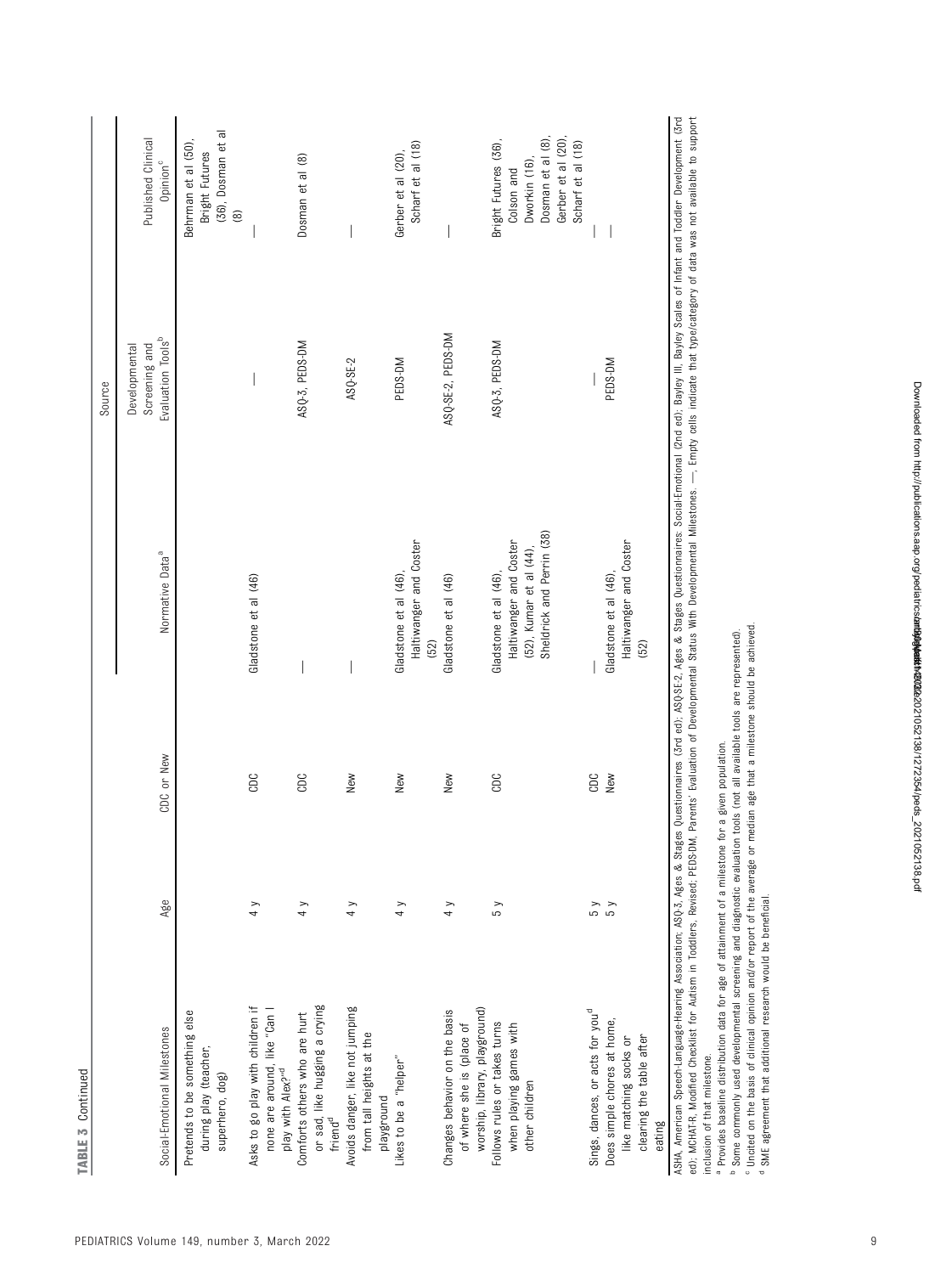**TABLE 3** Continued

| Social-Emotional Milestones | Age | CDC or New | Source | | |
|---|---|---|---|---|---|
| | | | Normative Data[a] | Developmental Screening and Evaluation Tools[b] | Published Clinical Opinion[c] |
| Pretends to be something else during play (teacher, superhero, dog) | | | | | Behrman et al (50), Bright Futures (36), Dosman et al (8) |
| Asks to go play with children if none are around, like "Can I play with Alex?"[d] | 4 y | CDC | Gladstone et al (46) | — | — |
| Comforts others who are hurt or sad, like hugging a crying friend[d] | 4 y | CDC | — | ASQ-3, PEDS-DM | Dosman et al (8) |
| Avoids danger, like not jumping from tall heights at the playground | 4 y | New | — | ASQ-SE-2 | — |
| Likes to be a "helper" | 4 y | New | Gladstone et al (46), Haltiwanger and Coster (52) | PEDS-DM | Gerber et al (20), Scharf et al (18) |
| Changes behavior on the basis of where she is (place of worship, library, playground) | 4 y | New | Gladstone et al (46) | ASQ-SE-2, PEDS-DM | — |
| Follows rules or takes turns when playing games with other children | 5 y | CDC | Gladstone et al (46), Haltiwanger and Coster (52), Kumar et al (44), Sheldrick and Perrin (38) | ASQ-3, PEDS-DM | Bright Futures (36), Colson and Dworkin (16), Dosman et al (8), Gerber et al (20), Scharf et al (18) |
| Sings, dances, or acts for you[d] | 5 y | CDC | — | — | — |
| Does simple chores at home, like matching socks or clearing the table after eating | 5 y | New | Gladstone et al (46), Haltiwanger and Coster (52) | PEDS-DM | — |

ASHA, American Speech-Language-Hearing Association; ASQ-3, Ages & Stages Questionnaires (3rd ed); ASQ:SE-2, Ages & Stages Questionnaires: Social-Emotional (2nd ed); Bayley III, Bayley Scales of Infant and Toddler Development (3rd ed); MCHAT-R, Modified Checklist for Autism in Toddlers, Revised; PEDS-DM, Parents' Evaluation of Developmental Status With Developmental Milestones. —, Empty cells indicate that type/category of data was not available to support inclusion of that milestone.

[a] Provides baseline distribution data for age of attainment of a milestone for a given population.

[b] Some commonly used developmental screening and diagnostic evaluation tools (not all available tools are represented).

[c] Uncited on the basis of clinical opinion and/or report of the average or median age that a milestone should be achieved.

[d] SME agreement that additional research would be beneficial.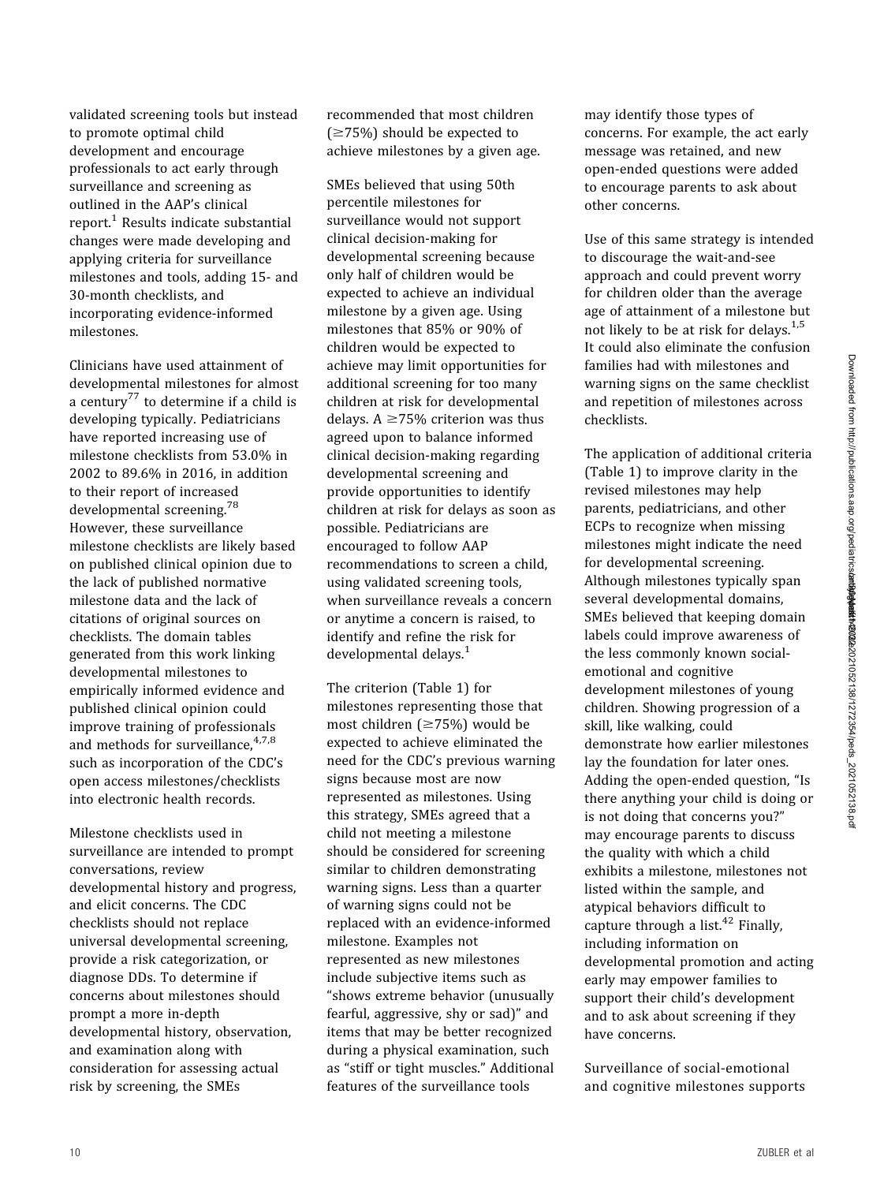validated screening tools but instead to promote optimal child development and encourage professionals to act early through surveillance and screening as outlined in the AAP's clinical report.[1] Results indicate substantial changes were made developing and applying criteria for surveillance milestones and tools, adding 15- and 30-month checklists, and incorporating evidence-informed milestones.

Clinicians have used attainment of developmental milestones for almost a century[77] to determine if a child is developing typically. Pediatricians have reported increasing use of milestone checklists from 53.0% in 2002 to 89.6% in 2016, in addition to their report of increased developmental screening.[78] However, these surveillance milestone checklists are likely based on published clinical opinion due to the lack of published normative milestone data and the lack of citations of original sources on checklists. The domain tables generated from this work linking developmental milestones to empirically informed evidence and published clinical opinion could improve training of professionals and methods for surveillance,[4,7,8] such as incorporation of the CDC's open access milestones/checklists into electronic health records.

Milestone checklists used in surveillance are intended to prompt conversations, review developmental history and progress, and elicit concerns. The CDC checklists should not replace universal developmental screening, provide a risk categorization, or diagnose DDs. To determine if concerns about milestones should prompt a more in-depth developmental history, observation, and examination along with consideration for assessing actual risk by screening, the SMEs recommended that most children (≥75%) should be expected to achieve milestones by a given age.

SMEs believed that using 50th percentile milestones for surveillance would not support clinical decision-making for developmental screening because only half of children would be expected to achieve an individual milestone by a given age. Using milestones that 85% or 90% of children would be expected to achieve may limit opportunities for additional screening for too many children at risk for developmental delays. A ≥75% criterion was thus agreed upon to balance informed clinical decision-making regarding developmental screening and provide opportunities to identify children at risk for delays as soon as possible. Pediatricians are encouraged to follow AAP recommendations to screen a child, using validated screening tools, when surveillance reveals a concern or anytime a concern is raised, to identify and refine the risk for developmental delays.[1]

The criterion (Table 1) for milestones representing those that most children (≥75%) would be expected to achieve eliminated the need for the CDC's previous warning signs because most are now represented as milestones. Using this strategy, SMEs agreed that a child not meeting a milestone should be considered for screening similar to children demonstrating warning signs. Less than a quarter of warning signs could not be replaced with an evidence-informed milestone. Examples not represented as new milestones include subjective items such as "shows extreme behavior (unusually fearful, aggressive, shy or sad)" and items that may be better recognized during a physical examination, such as "stiff or tight muscles." Additional features of the surveillance tools may identify those types of concerns. For example, the act early message was retained, and new open-ended questions were added to encourage parents to ask about other concerns.

Use of this same strategy is intended to discourage the wait-and-see approach and could prevent worry for children older than the average age of attainment of a milestone but not likely to be at risk for delays.[1,5] It could also eliminate the confusion families had with milestones and warning signs on the same checklist and repetition of milestones across checklists.

The application of additional criteria (Table 1) to improve clarity in the revised milestones may help parents, pediatricians, and other ECPs to recognize when missing milestones might indicate the need for developmental screening. Although milestones typically span several developmental domains, SMEs believed that keeping domain labels could improve awareness of the less commonly known social-emotional and cognitive development milestones of young children. Showing progression of a skill, like walking, could demonstrate how earlier milestones lay the foundation for later ones. Adding the open-ended question, "Is there anything your child is doing or is not doing that concerns you?" may encourage parents to discuss the quality with which a child exhibits a milestone, milestones not listed within the sample, and atypical behaviors difficult to capture through a list.[42] Finally, including information on developmental promotion and acting early may empower families to support their child's development and to ask about screening if they have concerns.

Surveillance of social-emotional and cognitive milestones supports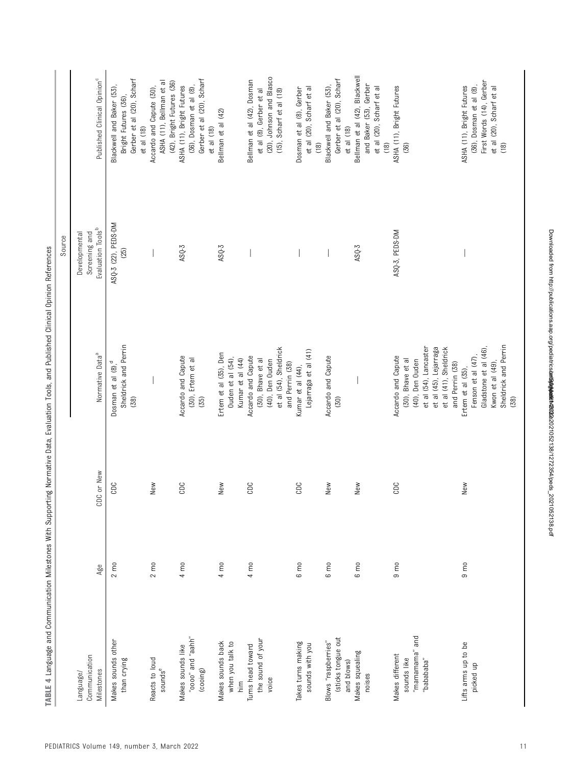**TABLE 4** Language and Communication Milestones With Supporting Normative Data, Evaluation Tools, and Published Clinical Opinion References

| Language/ Communication Milestones | Age | CDC or New | Source | | |
|---|---|---|---|---|---|
| | | | Normative Data[a] | Developmental Screening and Evaluation Tools[b] | Published Clinical Opinion[c] |
| Makes sounds other than crying | 2 mo | CDC | Dosman et al (8),[d] Sheldrick and Perrin (38) | ASQ-3 (22), PEDS-DM (25) | Blackwell and Baker (53), Bright Futures (36), Gerber et al (20), Scharf et al (18) |
| Reacts to loud sounds[e] | 2 mo | New | — | — | Accardo and Capute (30), ASHA (11), Bellman et al (42), Bright Futures (36) |
| Makes sounds like "oooo" and "aahh" (cooing) | 4 mo | CDC | Accardo and Capute (30), Ertem et al (35) | ASQ-3 | ASHA (11), Bright Futures (36), Dosman et al (8), Gerber et al (20), Scharf et al (18) |
| Makes sounds back when you talk to him | 4 mo | New | Ertem et al (35), Den Ouden et al (54), Kumar et al (44) | ASQ-3 | Bellman et al (42) |
| Turns head toward the sound of your voice | 4 mo | CDC | Accardo and Capute (30), Bhave et al (40), Den Ouden et al (54), Sheldrick and Perrin (38) | — | Bellman et al (42), Dosman et al (8), Gerber et al (20), Johnson and Blasco (15), Scharf et al (18) |
| Takes turns making sounds with you | 6 mo | CDC | Kumar et al (44), Lejarraga et al (41) | — | Dosman et al (8), Gerber et al (20), Scharf et al (18) |
| Blows "raspberries" (sticks tongue out and blows) | 6 mo | New | Accardo and Capute (30) | — | Blackwell and Baker (53), Gerber et al (20), Scharf et al (18) |
| Makes squealing noises | 6 mo | New | — | ASQ-3 | Bellman et al (42), Blackwell and Baker (53), Gerber et al (20), Scharf et al (18) |
| Makes different sounds like "mamamama" and "babababa" | 9 mo | CDC | Accardo and Capute (30), Bhave et al (40), Den Ouden et al (54), Lancaster et al (45), Lejarraga et al (41), Sheldrick and Perrin (38) | ASQ-3, PEDS-DM | ASHA (11), Bright Futures (36) |
| Lifts arms up to be picked up | 9 mo | New | Ertem et al (35), Fenson et al (47), Gladstone et al (46), Kwon et al (49), Sheldrick and Perrin (38) | — | ASHA (11), Bright Futures (36), Dosman et al (8), First Words (14), Gerber et al (20), Scharf et al (18) |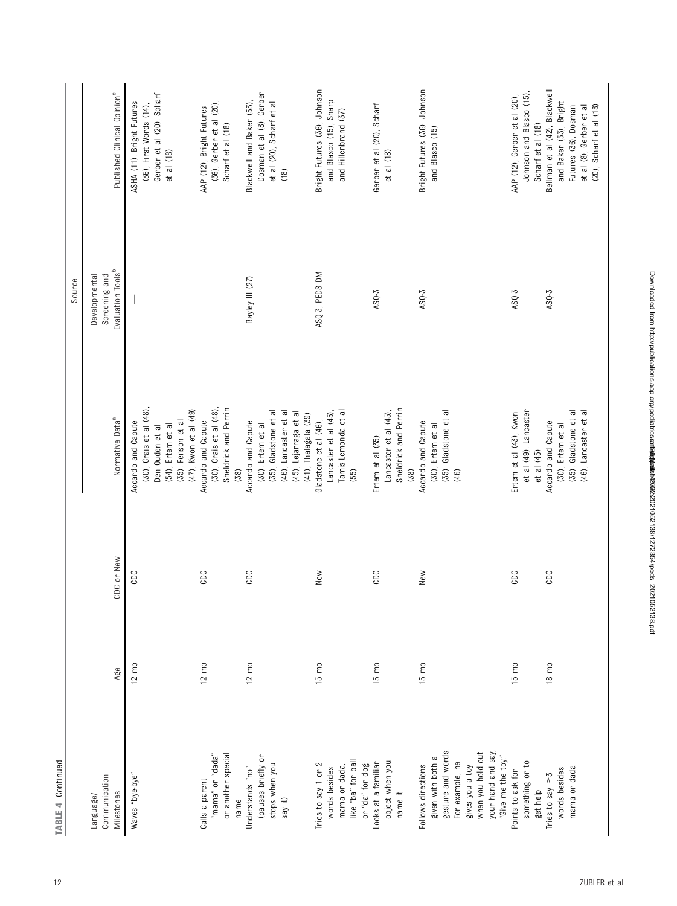**TABLE 4** Continued

| Language/ Communication Milestones | Age | CDC or New | Source | | |
|---|---|---|---|---|---|
| | | | Normative Data[a] | Developmental Screening and Evaluation Tools[b] | Published Clinical Opinion[c] |
| Waves "bye-bye" | 12 mo | CDC | Accardo and Capute (30), Crais et al (48), Den Ouden et al (54), Ertem et al (35), Fenson et al (47), Kwon et al (49) | — | ASHA (11), Bright Futures (36), First Words (14), Gerber et al (20), Scharf et al (18) |
| Calls a parent "mama" or "dada" or another special name | 12 mo | CDC | Accardo and Capute (30), Crais et al (48), Sheldrick and Perrin (38) | — | AAP (12), Bright Futures (36), Gerber et al (20), Scharf et al (18) |
| Understands "no" (pauses briefly or stops when you say it) | 12 mo | CDC | Accardo and Capute (30), Ertem et al (35), Gladstone et al (46), Lancaster et al (45), Lejarraga et al (41), Thalagala (39) | Bayley III (27) | Blackwell and Baker (53), Dosman et al (8), Gerber et al (20), Scharf et al (18) |
| Tries to say 1 or 2 words besides mama or dada, like "ba" for ball or "da" for dog | 15 mo | New | Gladstone et al (46), Lancaster et al (45), Tamis-Lemonda et al (55) | ASQ-3, PEDS DM | Bright Futures (36), Johnson and Blasco (15), Sharp and Hillenbrand (37) |
| Looks at a familiar object when you name it | 15 mo | CDC | Ertem et al (35), Lancaster et al (45), Sheldrick and Perrin (38) | ASQ-3 | Gerber et al (20), Scharf et al (18) |
| Follows directions given with both a gesture and words. For example, he gives you a toy when you hold out your hand and say, "Give me the toy." | 15 mo | New | Accardo and Capute (30), Ertem et al (35), Gladstone et al (46) | ASQ-3 | Bright Futures (36), Johnson and Blasco (15) |
| Points to ask for something or to get help | 15 mo | CDC | Ertem et al (43), Kwon et al (49), Lancaster et al (45) | ASQ-3 | AAP (12), Gerber et al (20), Johnson and Blasco (15), Scharf et al (18) |
| Tries to say ≥3 words besides mama or dada | 18 mo | CDC | Accardo and Capute (30), Ertem et al (35), Gladstone et al (46), Lancaster et al | ASQ-3 | Bellman et al (42), Blackwell and Baker (53), Bright Futures (36), Dosman et al (8), Gerber et al (20), Scharf et al (18) |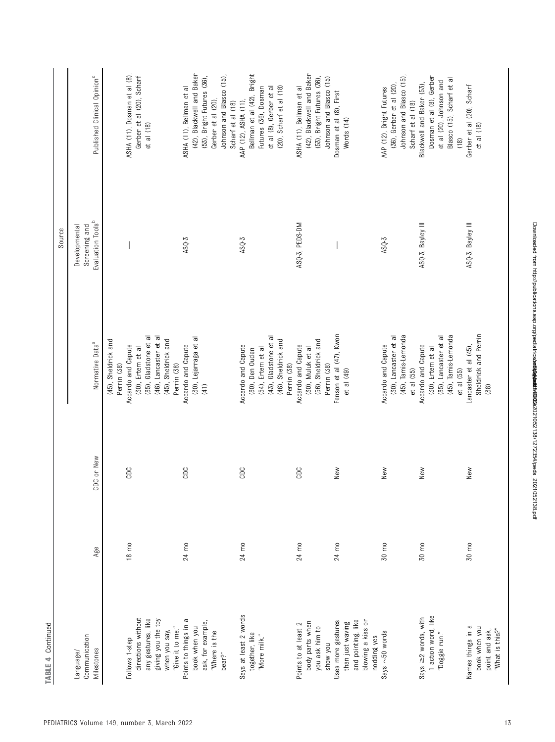**TABLE 4** Continued

| Language/Communication Milestones | Age | CDC or New | Source | | |
|---|---|---|---|---|---|
| | | | Normative Data[a] | Developmental Screening and Evaluation Tools[b] | Published Clinical Opinion[c] |
| | | | (45), Sheldrick and Perrin (38) | | |
| Follows 1-step directions without any gestures, like giving you the toy when you say, "Give it to me." | 18 mo | CDC | Accardo and Capute (30), Ertem et al (35), Gladstone et al (46), Lancaster et al (45), Sheldrick and Perrin (38) | — | ASHA (11), Dosman et al (8), Gerber et al (20), Scharf et al (18) |
| Points to things in a book when you ask, for example, "Where is the bear?" | 24 mo | CDC | Accardo and Capute (30), Lejarraga et al (41) | ASQ-3 | ASHA (11), Bellman et al (42), Blackwell and Baker (53), Bright Futures (36), Gerber et al (20), Johnson and Blasco (15), Scharf et al (18) |
| Says at least 2 words together, like "More milk." | 24 mo | CDC | Accardo and Capute (30), Den Ouden (54), Ertem et al (43), Gladstone et al (46), Sheldrick and Perrin (38) | ASQ-3 | AAP (12), ASHA (11), Bellman et al (42), Bright Futures (36), Dosman et al (8), Gerber et al (20), Scharf et al (18) |
| Points to at least 2 body parts when you ask him to show you | 24 mo | CDC | Accardo and Capute (30), Muluk et al (56), Sheldrick and Perrin (38) | ASQ-3, PEDS-DM | ASHA (11), Bellman et al (42), Blackwell and Baker (53), Bright Futures (36), Johnson and Blasco (15) |
| Uses more gestures than just waving and pointing, like blowing a kiss or nodding yes | 24 mo | New | Fenson et al (47), Kwon et al (49) | — | Dosman et al (8), First Words (14) |
| Says ~50 words | 30 mo | New | Accardo and Capute (30), Lancaster et al (45), Tamis-Lemonda et al (55) | ASQ-3 | AAP (12), Bright Futures (36), Gerber et al (20), Johnson and Blasco (15), Scharf et al (18) |
| Says ≥2 words, with 1 action word, like "Doggie run." | 30 mo | New | Accardo and Capute (30), Ertem et al (35), Lancaster et al (45), Tamis-Lemonda et al (55) | ASQ-3, Bayley III | Blackwell and Baker (53), Dosman et al (8), Gerber et al (20), Johnson and Blasco (15), Scharf et al (18) |
| Names things in a book when you point and ask, "What is this?" | 30 mo | New | Lancaster et al (45), Sheldrick and Perrin (38) | ASQ-3, Bayley III | Gerber et al (20), Scharf et al (18) |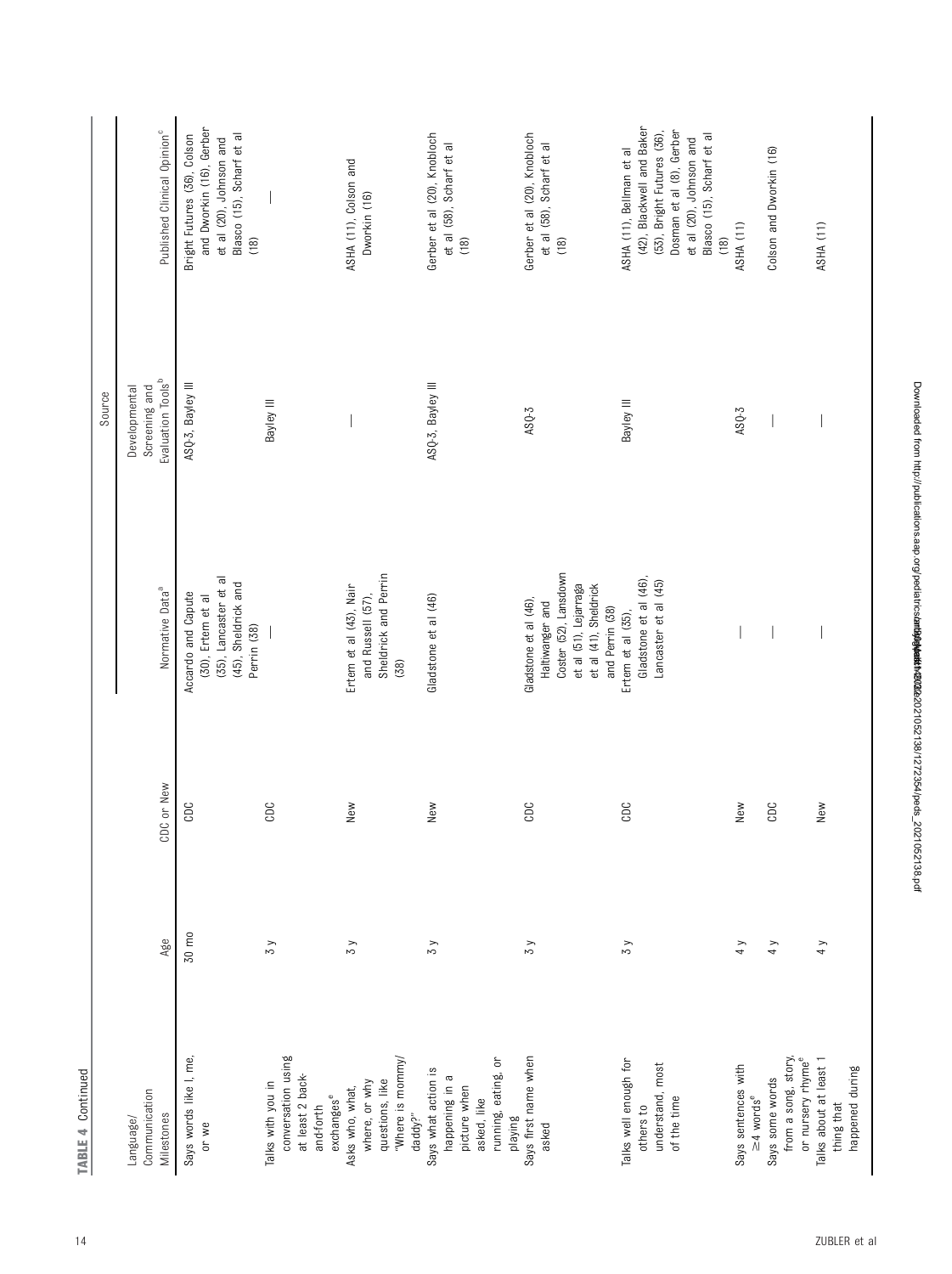**TABLE 4** Continued

| Language/ Communication Milestones | Age | CDC or New | Source | | |
|---|---|---|---|---|---|
| | | | Normative Data[a] | Developmental Screening and Evaluation Tools[b] | Published Clinical Opinion[c] |
| Says words like I, me, or we | 30 mo | CDC | Accardo and Capute (30), Ertem et al (35), Lancaster et al (45), Sheldrick and Perrin (38) | ASQ-3, Bayley III | Bright Futures (36), Colson and Dworkin (16), Gerber et al (20), Johnson and Blasco (15), Scharf et al (18) |
| Talks with you in conversation using at least 2 back-and-forth exchanges[e] | 3 y | CDC | — | Bayley III | — |
| Asks who, what, where, or why questions, like "Where is mommy/daddy?" | 3 y | New | Ertem et al (43), Nair and Russell (57), Sheldrick and Perrin (38) | — | ASHA (11), Colson and Dworkin (16) |
| Says what action is happening in a picture when asked, like running, eating, or playing | 3 y | New | Gladstone et al (46) | ASQ-3, Bayley III | Gerber et al (20), Knobloch et al (58), Scharf et al (18) |
| Says first name when asked | 3 y | CDC | Gladstone et al (46), Haltiwanger and Coster (52), Lansdown et al (51), Lejarraga et al (41), Sheldrick and Perrin (38) | ASQ-3 | Gerber et al (20), Knobloch et al (58), Scharf et al (18) |
| Talks well enough for others to understand, most of the time | 3 y | CDC | Ertem et al (35), Gladstone et al (46), Lancaster et al (45) | Bayley III | ASHA (11), Bellman et al (42), Blackwell and Baker (53), Bright Futures (36), Dosman et al (8), Gerber et al (20), Johnson and Blasco (15), Scharf et al (18) |
| Says sentences with ≥4 words[e] | 4 y | New | — | ASQ-3 | ASHA (11) |
| Says some words from a song, story, or nursery rhyme[e] | 4 y | CDC | — | — | Colson and Dworkin (16) |
| Talks about at least 1 thing that happened during | 4 y | New | — | — | ASHA (11) |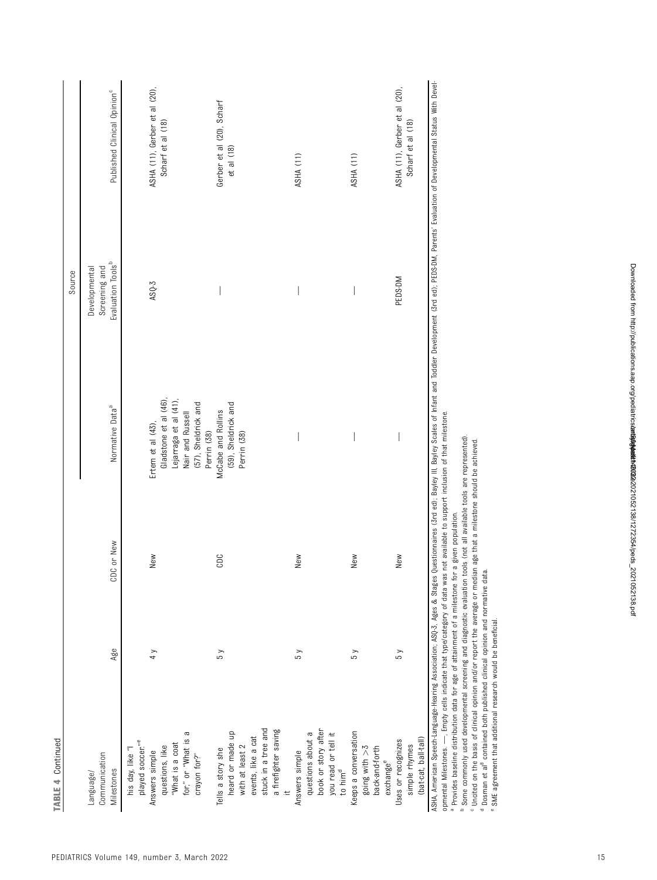**TABLE 4** Continued

| Language/ Communication Milestones | Age | CDC or New | Source | | |
|---|---|---|---|---|---|
| | | | Normative Data[a] | Developmental Screening and Evaluation Tools[b] | Published Clinical Opinion[c] |
| his day, like "I played soccer."[e] | | | | | |
| Answers simple questions, like "What is a coat for," or "What is a crayon for?" | 4 y | New | Ertem et al (43), Gladstone et al (46), Lejarraga et al (41), Nair and Russell (57), Sheldrick and Perrin (38) | ASQ-3 | ASHA (11), Gerber et al (20), Scharf et al (18) |
| Tells a story she heard or made up with at least 2 events, like a cat stuck in a tree and a firefighter saving it | 5 y | CDC | McCabe and Rollins (59), Sheldrick and Perrin (38) | — | Gerber et al (20), Scharf et al (18) |
| Answers simple questions about a book or story after you read or tell it to him[d] | 5 y | New | — | — | ASHA (11) |
| Keeps a conversation going with >3 back-and-forth exchange[e] | 5 y | New | — | — | ASHA (11) |
| Uses or recognizes simple rhymes (bat-cat, ball-tall) | 5 y | New | — | PEDS-DM | ASHA (11), Gerber et al (20), Scharf et al (18) |

ASHA, American Speech-Language-Hearing Association; ASQ-3, Ages & Stages Questionnaires (3rd ed); Bayley III, Bayley Scales of Infant and Toddler Development (3rd ed); PEDS-DM, Parents' Evaluation of Developmental Status With Developmental Milestones. —, Empty cells indicate that type/category of data was not available to support inclusion of that milestone.

[a] Provides baseline distribution data for age of attainment of a milestone for a given population.

[b] Some commonly used developmental screening and diagnostic evaluation tools (not all available tools are represented).

[c] Uncited on the basis of clinical opinion and/or report the average or median age that a milestone should be achieved.

[d] Dosman et al[8] contained both published clinical opinion and normative data.

[e] SME agreement that additional research would be beneficial.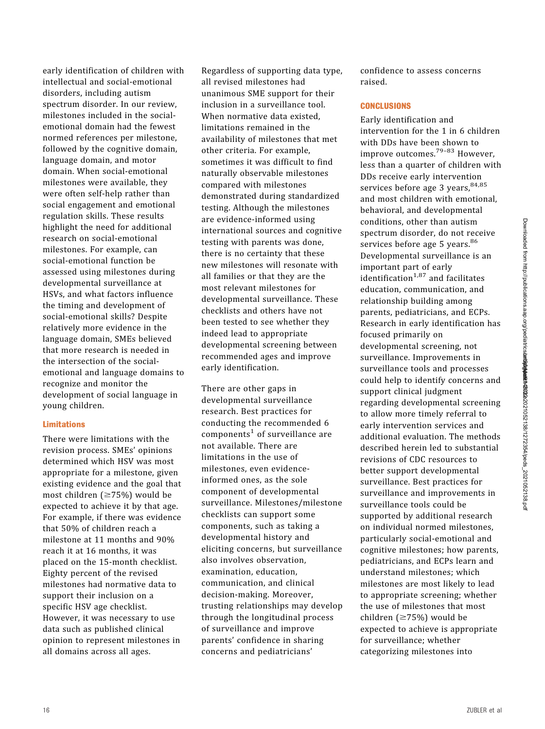early identification of children with intellectual and social-emotional disorders, including autism spectrum disorder. In our review, milestones included in the social-emotional domain had the fewest normed references per milestone, followed by the cognitive domain, language domain, and motor domain. When social-emotional milestones were available, they were often self-help rather than social engagement and emotional regulation skills. These results highlight the need for additional research on social-emotional milestones. For example, can social-emotional function be assessed using milestones during developmental surveillance at HSVs, and what factors influence the timing and development of social-emotional skills? Despite relatively more evidence in the language domain, SMEs believed that more research is needed in the intersection of the social-emotional and language domains to recognize and monitor the development of social language in young children.

### Limitations

There were limitations with the revision process. SMEs' opinions determined which HSV was most appropriate for a milestone, given existing evidence and the goal that most children (≥75%) would be expected to achieve it by that age. For example, if there was evidence that 50% of children reach a milestone at 11 months and 90% reach it at 16 months, it was placed on the 15-month checklist. Eighty percent of the revised milestones had normative data to support their inclusion on a specific HSV age checklist. However, it was necessary to use data such as published clinical opinion to represent milestones in all domains across all ages.

Regardless of supporting data type, all revised milestones had unanimous SME support for their inclusion in a surveillance tool. When normative data existed, limitations remained in the availability of milestones that met other criteria. For example, sometimes it was difficult to find naturally observable milestones compared with milestones demonstrated during standardized testing. Although the milestones are evidence-informed using international sources and cognitive testing with parents was done, there is no certainty that these new milestones will resonate with all families or that they are the most relevant milestones for developmental surveillance. These checklists and others have not been tested to see whether they indeed lead to appropriate developmental screening between recommended ages and improve early identification.

There are other gaps in developmental surveillance research. Best practices for conducting the recommended 6 components[1] of surveillance are not available. There are limitations in the use of milestones, even evidence-informed ones, as the sole component of developmental surveillance. Milestones/milestone checklists can support some components, such as taking a developmental history and eliciting concerns, but surveillance also involves observation, examination, education, communication, and clinical decision-making. Moreover, trusting relationships may develop through the longitudinal process of surveillance and improve parents' confidence in sharing concerns and pediatricians' confidence to assess concerns raised.

## CONCLUSIONS

Early identification and intervention for the 1 in 6 children with DDs have been shown to improve outcomes.[79–83] However, less than a quarter of children with DDs receive early intervention services before age 3 years,[84,85] and most children with emotional, behavioral, and developmental conditions, other than autism spectrum disorder, do not receive services before age 5 years.[86] Developmental surveillance is an important part of early identification[1,87] and facilitates education, communication, and relationship building among parents, pediatricians, and ECPs. Research in early identification has focused primarily on developmental screening, not surveillance. Improvements in surveillance tools and processes could help to identify concerns and support clinical judgment regarding developmental screening to allow more timely referral to early intervention services and additional evaluation. The methods described herein led to substantial revisions of CDC resources to better support developmental surveillance. Best practices for surveillance and improvements in surveillance tools could be supported by additional research on individual normed milestones, particularly social-emotional and cognitive milestones; how parents, pediatricians, and ECPs learn and understand milestones; which milestones are most likely to lead to appropriate screening; whether the use of milestones that most children (≥75%) would be expected to achieve is appropriate for surveillance; whether categorizing milestones into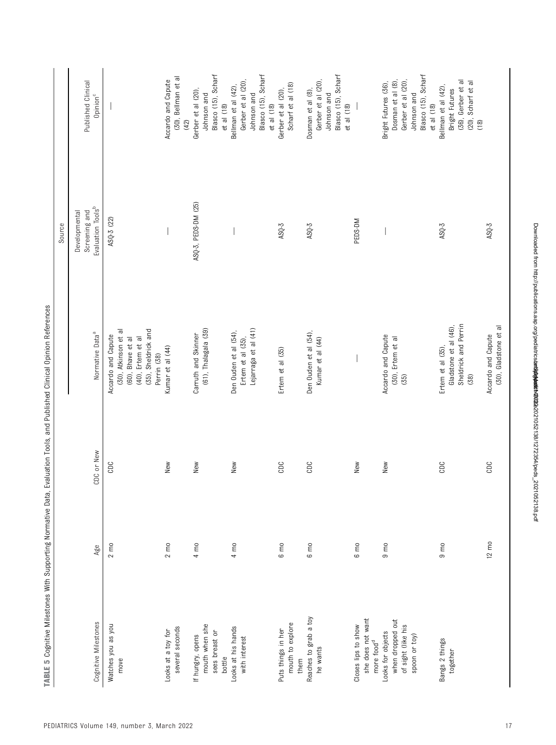**TABLE 5** Cognitive Milestones With Supporting Normative Data, Evaluation Tools, and Published Clinical Opinion References

| Cognitive Milestones | Age | CDC or New | Source | | |
|---|---|---|---|---|---|
| | | | Normative Data[a] | Developmental Screening and Evaluation Tools[b] | Published Clinical Opinion[c] |
| Watches you as you move | 2 mo | CDC | Accardo and Capute (30), Atkinson et al (60), Bhave et al (40), Ertem et al (35), Sheldrick and Perrin (38) | ASQ-3 (22) | — |
| Looks at a toy for several seconds | 2 mo | New | Kumar et al (44) | — | Accardo and Capute (30), Bellman et al (42) |
| If hungry, opens mouth when she sees breast or bottle | 4 mo | New | Carruth and Skinner (61), Thalagala (39) | ASQ-3, PEDS-DM (25) | Gerber et al (20), Johnson and Blasco (15), Scharf et al (18) |
| Looks at his hands with interest | 4 mo | New | Den Ouden et al (54), Ertem et al (35), Lejarraga et al (41) | — | Bellman et al (42), Gerber et al (20), Johnson and Blasco (15), Scharf et al (18) |
| Puts things in her mouth to explore them | 6 mo | CDC | Ertem et al (35) | ASQ-3 | Gerber et al (20), Scharf et al (18) |
| Reaches to grab a toy he wants | 6 mo | CDC | Den Ouden et al (54), Kumar et al (44) | ASQ-3 | Dosman et al (8), Gerber et al (20), Johnson and Blasco (15), Scharf et al (18) |
| Closes lips to show she does not want more food[d] | 6 mo | New | — | PEDS-DM | — |
| Looks for objects when dropped out of sight (like his spoon or toy) | 9 mo | New | Accardo and Capute (30), Ertem et al (35) | — | Bright Futures (36), Dosman et al (8), Gerber et al (20), Johnson and Blasco (15), Scharf et al (18) |
| Bangs 2 things together | 9 mo | CDC | Ertem et al (35), Gladstone et al (46), Sheldrick and Perrin (38) | ASQ-3 | Bellman et al (42), Bright Futures (36), Gerber et al (20), Scharf et al (18) |
| | 12 mo | CDC | Accardo and Capute (30), Gladstone et al | ASQ-3 | |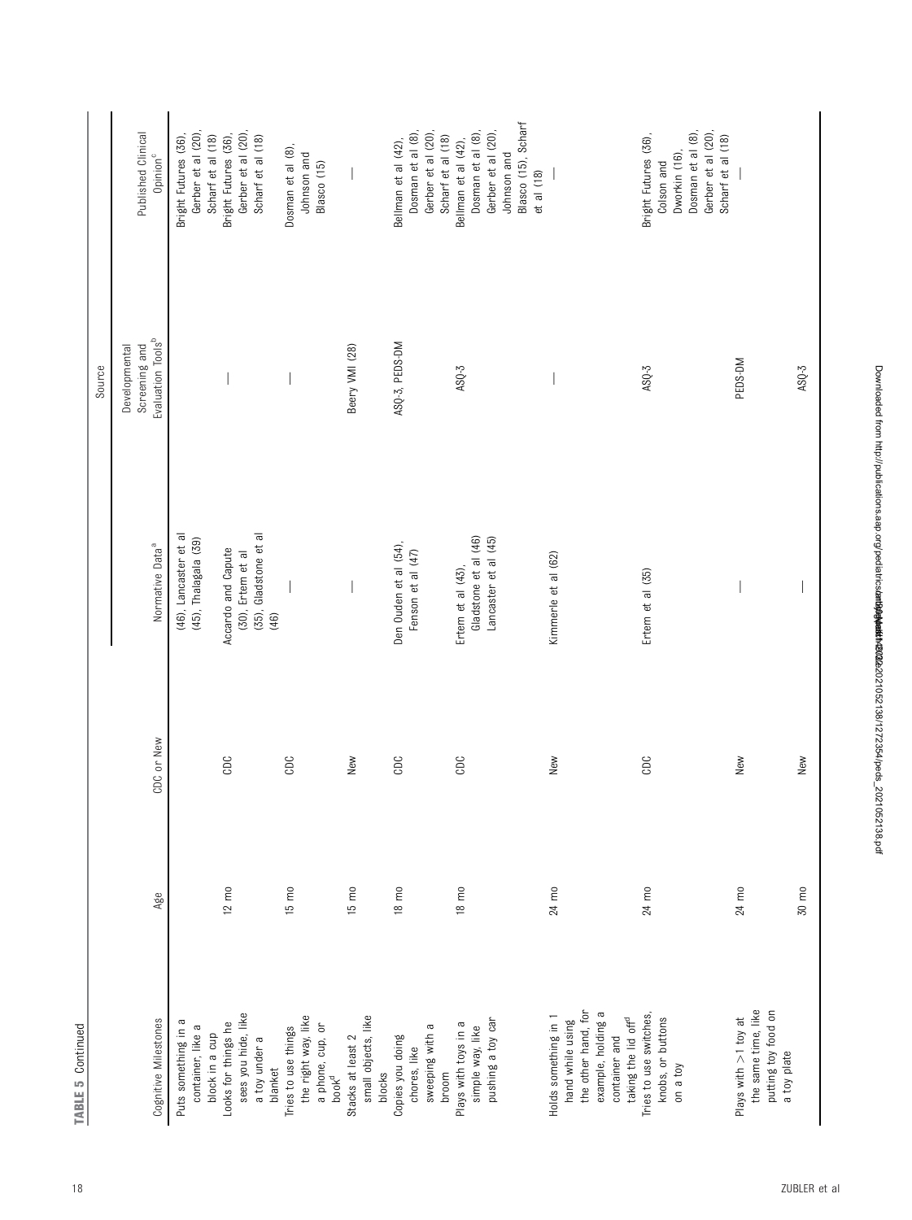**TABLE 5** Continued

| Cognitive Milestones | Age | CDC or New | Source | | |
|---|---|---|---|---|---|
| | | | Normative Data[a] | Developmental Screening and Evaluation Tools[b] | Published Clinical Opinion[c] |
| Puts something in a container, like a block in a cup | | | (46), Lancaster et al (45), Thalagala (39) | | Bright Futures (36), Gerber et al (20), Scharf et al (18) |
| Looks for things he sees you hide, like a toy under a blanket | 12 mo | CDC | Accardo and Capute (30), Ertem et al (35), Gladstone et al (46) | — | Bright Futures (36), Gerber et al (20), Scharf et al (18) |
| Tries to use things the right way, like a phone, cup, or book[d] | 15 mo | CDC | — | — | Dosman et al (8), Johnson and Blasco (15) |
| Stacks at least 2 small objects, like blocks | 15 mo | New | — | Beery VMI (28) | — |
| Copies you doing chores, like sweeping with a broom | 18 mo | CDC | Den Ouden et al (54), Fenson et al (47) | ASQ-3, PEDS-DM | Bellman et al (42), Dosman et al (8), Gerber et al (20), Scharf et al (18) |
| Plays with toys in a simple way, like pushing a toy car | 18 mo | CDC | Ertem et al (43), Gladstone et al (46) Lancaster et al (45) | ASQ-3 | Bellman et al (42), Dosman et al (8), Gerber et al (20), Johnson and Blasco (15), Scharf et al (18) |
| Holds something in 1 hand while using the other hand, for example, holding a container and taking the lid off[d] | 24 mo | New | Kimmerle et al (62) | — | — |
| Tries to use switches, knobs, or buttons on a toy | 24 mo | CDC | Ertem et al (35) | ASQ-3 | Bright Futures (36), Colson and Dworkin (16), Dosman et al (8), Gerber et al (20), Scharf et al (18) |
| Plays with >1 toy at the same time, like putting toy food on a toy plate | 24 mo | New | — | PEDS-DM | — |
| | 30 mo | New | — | ASQ-3 | |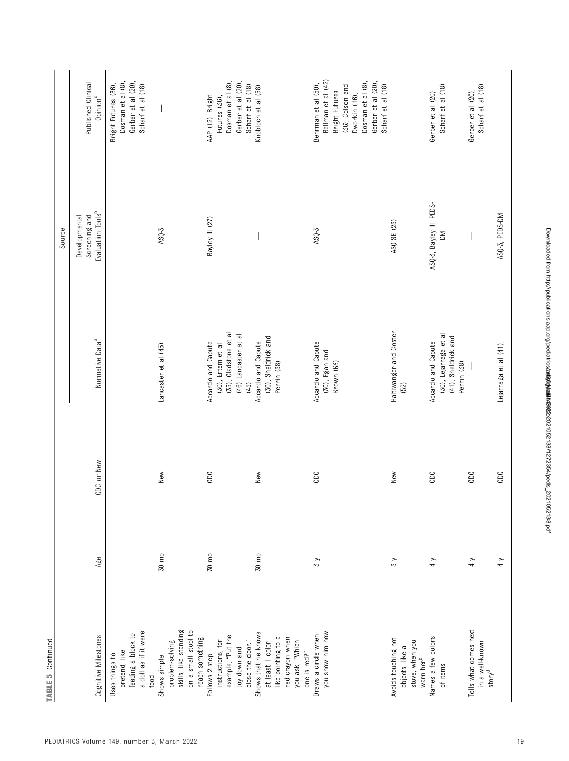**TABLE 5** Continued

| Cognitive Milestones | Age | CDC or New | Source | | |
|---|---|---|---|---|---|
| | | | Normative Data[a] | Developmental Screening and Evaluation Tools[b] | Published Clinical Opinion[c] |
| Uses things to pretend, like feeding a block to a doll as if it were food | | | | | Bright Futures (36), Dosman et al (8), Gerber et al (20), Scharf et al (18) |
| Shows simple problem-solving skills, like standing on a small stool to reach something | 30 mo | New | Lancaster et al (45) | ASQ-3 | — |
| Follows 2-step instructions, for example, "Put the toy down and close the door." | 30 mo | CDC | Accardo and Capute (30), Ertem et al (35), Gladstone et al (46) Lancaster et al (45) | Bayley III (27) | AAP (12), Bright Futures (36), Dosman et al (8), Gerber et al (20), Scharf et al (18) |
| Shows that he knows at least 1 color, like pointing to a red crayon when you ask, "Which one is red?" | 30 mo | New | Accardo and Capute (30), Sheldrick and Perrin (38) | — | Knobloch et al (58) |
| Draws a circle when you show him how | 3 y | CDC | Accardo and Capute (30), Egan and Brown (63) | ASQ-3 | Behrman et al (50), Bellman et al (42), Bright Futures (36), Colson and Dworkin (16), Dosman et al (8), Gerber et al (20), Scharf et al (18) |
| Avoids touching hot objects, like a stove, when you warn her[d] | 3 y | New | Haltiwanger and Coster (52) | ASQ-SE (23) | — |
| Names a few colors of items | 4 y | CDC | Accardo and Capute (30), Lejarraga et al (41), Sheldrick and Perrin (38) | ASQ-3, Bayley III, PEDS-DM | Gerber et al (20), Scharf et al (18) |
| Tells what comes next in a well-known story[d] | 4 y | CDC | — | — | Gerber et al (20), Scharf et al (18) |
| | 4 y | CDC | Lejarraga et al (41). | ASQ-3, PEDS-DM | |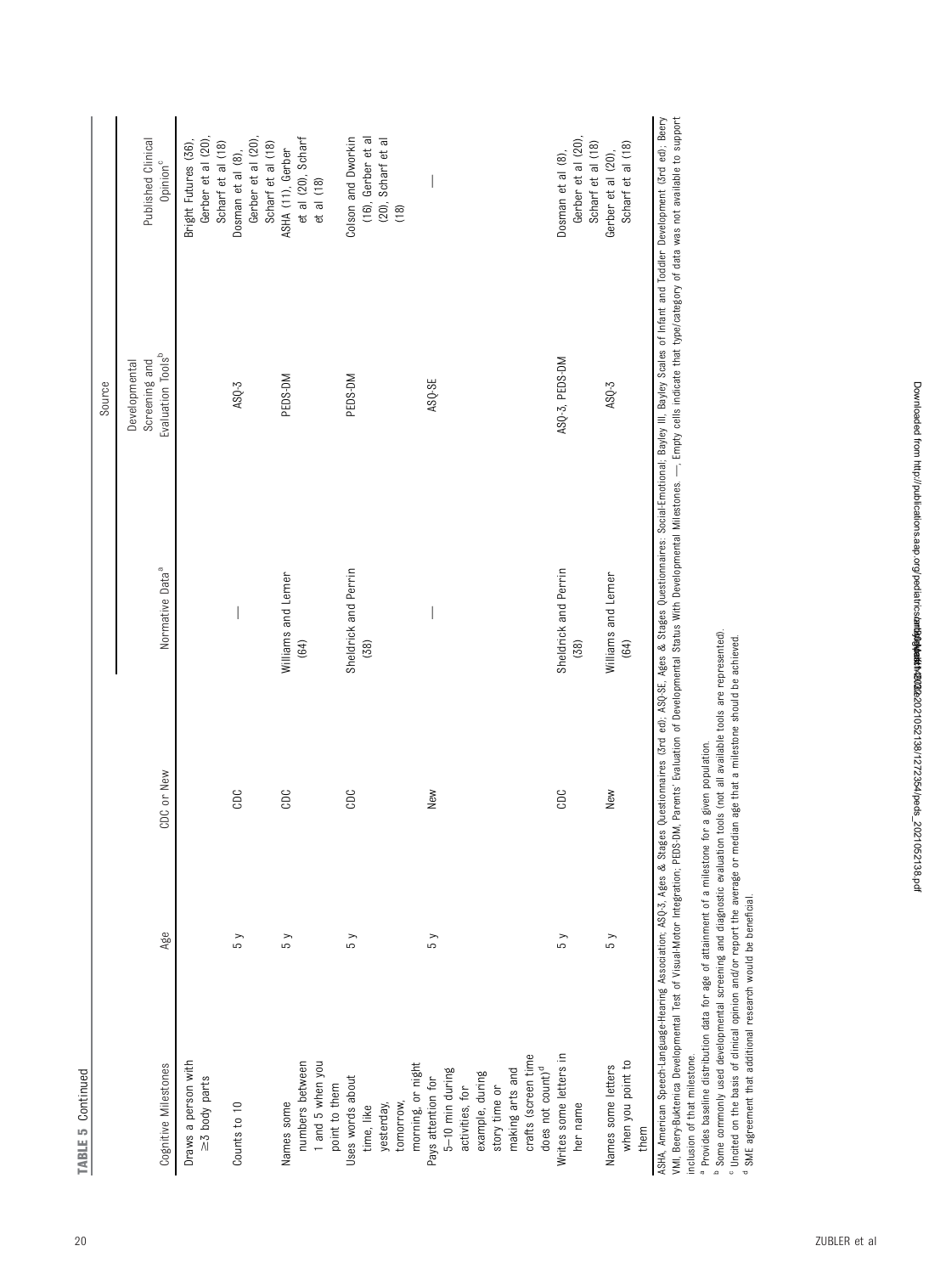**TABLE 5** Continued

| Cognitive Milestones | Age | CDC or New | Source | | |
|---|---|---|---|---|---|
| | | | Normative Data[a] | Developmental Screening and Evaluation Tools[b] | Published Clinical Opinion[c] |
| Draws a person with ≥3 body parts | | | | | Bright Futures (36), Gerber et al (20), Scharf et al (18) |
| Counts to 10 | 5 y | CDC | — | ASQ-3 | Dosman et al (8), Gerber et al (20), Scharf et al (18) |
| Names some numbers between 1 and 5 when you point to them | 5 y | CDC | Williams and Lerner (64) | PEDS-DM | ASHA (11), Gerber et al (20), Scharf et al (18) |
| Uses words about time, like yesterday, tomorrow, morning, or night | 5 y | CDC | Sheldrick and Perrin (38) | PEDS-DM | Colson and Dworkin (16), Gerber et al (20), Scharf et al (18) |
| Pays attention for 5–10 min during activities, for example, during story time or making arts and crafts (screen time does not count)[d] | 5 y | New | — | ASQ-SE | — |
| Writes some letters in her name | 5 y | CDC | Sheldrick and Perrin (38) | ASQ-3, PEDS-DM | Dosman et al (8), Gerber et al (20), Scharf et al (18) |
| Names some letters when you point to them | 5 y | New | Williams and Lerner (64) | ASQ-3 | Gerber et al (20), Scharf et al (18) |

ASHA, American Speech-Language-Hearing Association; ASQ-3, Ages & Stages Questionnaires (3rd ed); ASQ-SE, Ages & Stages Questionnaires: Social-Emotional; Bayley III, Bayley Scales of Infant and Toddler Development (3rd ed); Beery VMI, Beery-Buktenica Developmental Test of Visual-Motor Integration; PEDS-DM, Parents' Evaluation of Developmental Status With Developmental Milestones. —, Empty cells indicate that type/category of data was not available to support inclusion of that milestone.

[a] Provides baseline distribution data for age of attainment of a milestone for a given population.

[b] Some commonly used developmental screening and diagnostic evaluation tools (not all available tools are represented).

[c] Uncited on the basis of clinical opinion and/or report the average or median age that a milestone should be achieved.

[d] SME agreement that additional research would be beneficial.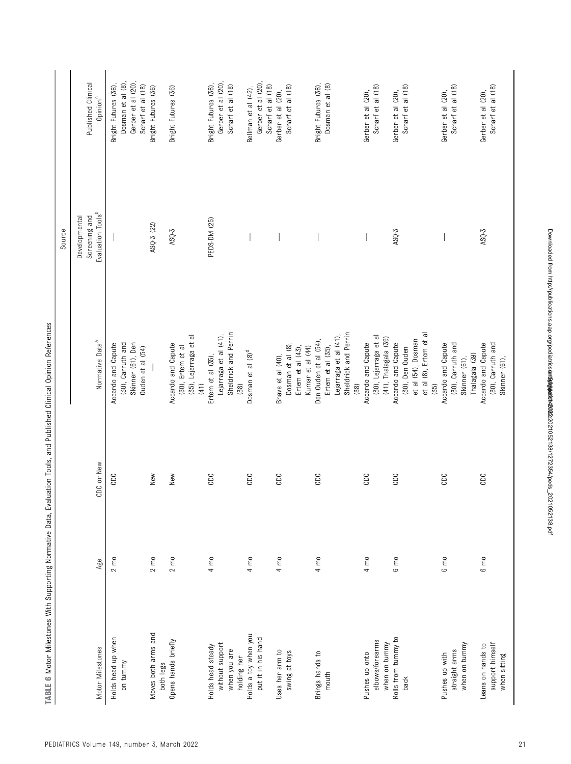**TABLE 6** Motor Milestones With Supporting Normative Data, Evaluation Tools, and Published Clinical Opinion References

| Motor Milestones | Age | CDC or New | Source | | |
|---|---|---|---|---|---|
| | | | Normative Data[a] | Developmental Screening and Evaluation Tools[b] | Published Clinical Opinion[c] |
| Holds head up when on tummy | 2 mo | CDC | Accardo and Capute (30), Carruth and Skinner (61), Den Ouden et al (54) | — | Bright Futures (36), Dosman et al (8), Gerber et al (20), Scharf et al (18) |
| Moves both arms and both legs | 2 mo | New | — | ASQ-3 (22) | Bright Futures (36) |
| Opens hands briefly | 2 mo | New | Accardo and Capute (30), Ertem et al (35), Lejarraga et al (41) | ASQ-3 | Bright Futures (36) |
| Holds head steady without support when you are holding her | 4 mo | CDC | Ertem et al (35), Lejarraga et al (41), Sheldrick and Perrin (38) | PEDS-DM (25) | Bright Futures (36), Gerber et al (20), Scharf et al (18) |
| Holds a toy when you put it in his hand | 4 mo | CDC | Dosman et al (8)[d] | — | Bellman et al (42), Gerber et al (20), Scharf et al (18) |
| Uses her arm to swing at toys | 4 mo | CDC | Bhave et al (40), Dosman et al (8), Ertem et al (43), Kumar et al (44) | — | Gerber et al (20), Scharf et al (18) |
| Brings hands to mouth | 4 mo | CDC | Den Ouden et al (54), Ertem et al (35), Lejarraga et al (41), Sheldrick and Perrin (38) | — | Bright Futures (36), Dosman et al (8) |
| Pushes up onto elbows/forearms when on tummy | 4 mo | CDC | Accardo and Capute (30), Lejarraga et al (41), Thalagala (39) | — | Gerber et al (20), Scharf et al (18) |
| Rolls from tummy to back | 6 mo | CDC | Accardo and Capute (30), Den Ouden et al (54), Dosman et al (8), Ertem et al (35) | ASQ-3 | Gerber et al (20), Scharf et al (18) |
| Pushes up with straight arms when on tummy | 6 mo | CDC | Accardo and Capute (30), Carruth and Skinner (61), Thalagala (39) | — | Gerber et al (20), Scharf et al (18) |
| Leans on hands to support himself when sitting | 6 mo | CDC | Accardo and Capute (30), Carruth and Skinner (61), | ASQ-3 | Gerber et al (20), Scharf et al (18) |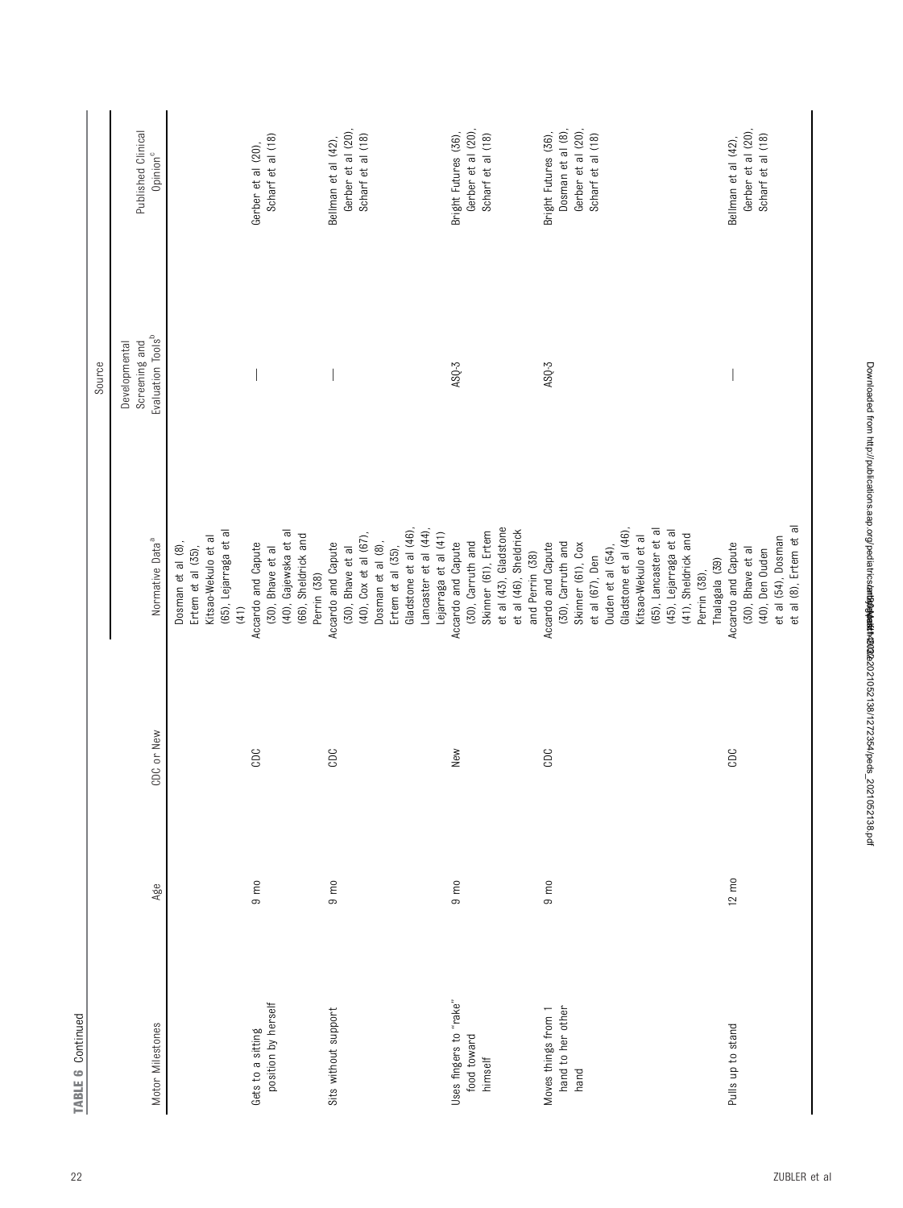**TABLE 6** Continued

| Motor Milestones | Age | CDC or New | Source | | |
|---|---|---|---|---|---|
| | | | Normative Data[a] | Developmental Screening and Evaluation Tools[b] | Published Clinical Opinion[c] |
| | | | Dosman et al (8), Ertem et al (35), Kitsao-Wekulo et al (65), Lejarraga et al (41) | | |
| Gets to a sitting position by herself | 9 mo | CDC | Accardo and Capute (30), Bhave et al (40), Gajewska et al (66), Sheldrick and Perrin (38) | — | Gerber et al (20), Scharf et al (18) |
| Sits without support | 9 mo | CDC | Accardo and Capute (30), Bhave et al (40), Cox et al (67), Dosman et al (8), Ertem et al (35), Gladstone et al (46), Lancaster et al (44), Lejarraga et al (41) | — | Bellman et al (42), Gerber et al (20), Scharf et al (18) |
| Uses fingers to "rake" food toward himself | 9 mo | New | Accardo and Capute (30), Carruth and Skinner (61), Ertem et al (43), Gladstone et al (46), Sheldrick and Perrin (38) | ASQ-3 | Bright Futures (36), Gerber et al (20), Scharf et al (18) |
| Moves things from 1 hand to her other hand | 9 mo | CDC | Accardo and Capute (30), Carruth and Skinner (61), Cox et al (67), Den Ouden et al (54), Gladstone et al (46), Kitsao-Wekulo et al (65), Lancaster et al (45), Lejarraga et al (41), Sheldrick and Perrin (38), Thalagala (39) | ASQ-3 | Bright Futures (36), Dosman et al (8), Gerber et al (20), Scharf et al (18) |
| Pulls up to stand | 12 mo | CDC | Accardo and Capute (30), Bhave et al (40), Den Ouden et al (54), Dosman et al (8), Ertem et al | — | Bellman et al (42), Gerber et al (20), Scharf et al (18) |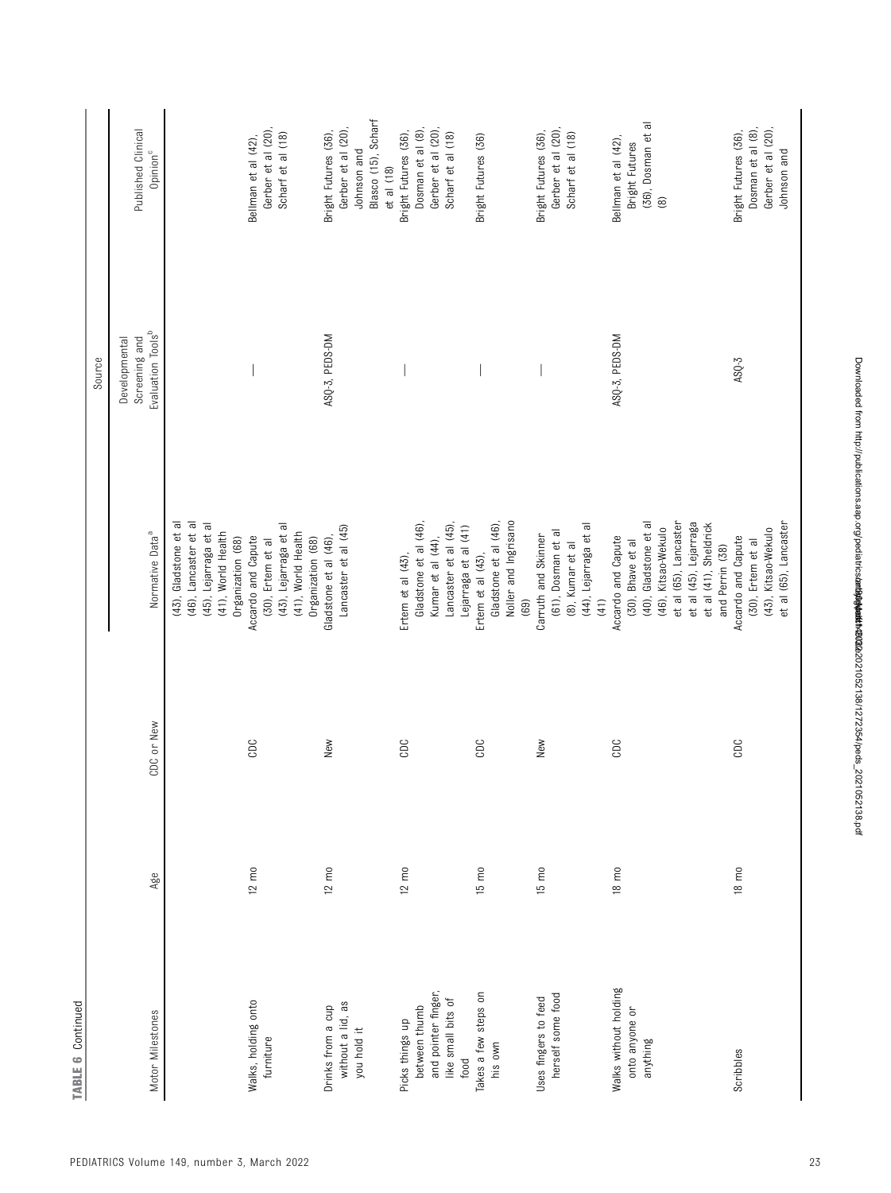**TABLE 6** Continued

| Motor Milestones | Age | CDC or New | Source | | |
|---|---|---|---|---|---|
| | | | Normative Data[a] | Developmental Screening and Evaluation Tools[b] | Published Clinical Opinion[c] |
| | | | (43), Gladstone et al (46), Lancaster et al (45), Lejarraga et al (41), World Health Organization (68) | | |
| Walks, holding onto furniture | 12 mo | CDC | Accardo and Capute (30), Ertem et al (43), Lejarraga et al (41), World Health Organization (68) | — | Bellman et al (42), Gerber et al (20), Scharf et al (18) |
| Drinks from a cup without a lid, as you hold it | 12 mo | New | Gladstone et al (46), Lancaster et al (45) | ASQ-3, PEDS-DM | Bright Futures (36), Gerber et al (20), Johnson and Blasco (15), Scharf et al (18) |
| Picks things up between thumb and pointer finger, like small bits of food | 12 mo | CDC | Ertem et al (43), Gladstone et al (46), Kumar et al (44), Lancaster et al (45), Lejarraga et al (41) | — | Bright Futures (36), Dosman et al (8), Gerber et al (20), Scharf et al (18) |
| Takes a few steps on his own | 15 mo | CDC | Ertem et al (43), Gladstone et al (46), Noller and Ingrisano (69) | — | Bright Futures (36) |
| Uses fingers to feed herself some food | 15 mo | New | Carruth and Skinner (61), Dosman et al (8), Kumar et al (44), Lejarraga et al (41) | — | Bright Futures (36), Gerber et al (20), Scharf et al (18) |
| Walks without holding onto anyone or anything | 18 mo | CDC | Accardo and Capute (30), Bhave et al (40), Gladstone et al (46), Kitsao-Wekulo et al (65), Lancaster et al (45), Lejarraga et al (41), Sheldrick and Perrin (38) | ASQ-3, PEDS-DM | Bellman et al (42), Bright Futures (36), Dosman et al (8) |
| Scribbles | 18 mo | CDC | Accardo and Capute (30), Ertem et al (43), Kitsao-Wekulo et al (65), Lancaster | ASQ-3 | Bright Futures (36), Dosman et al (8), Gerber et al (20), Johnson and |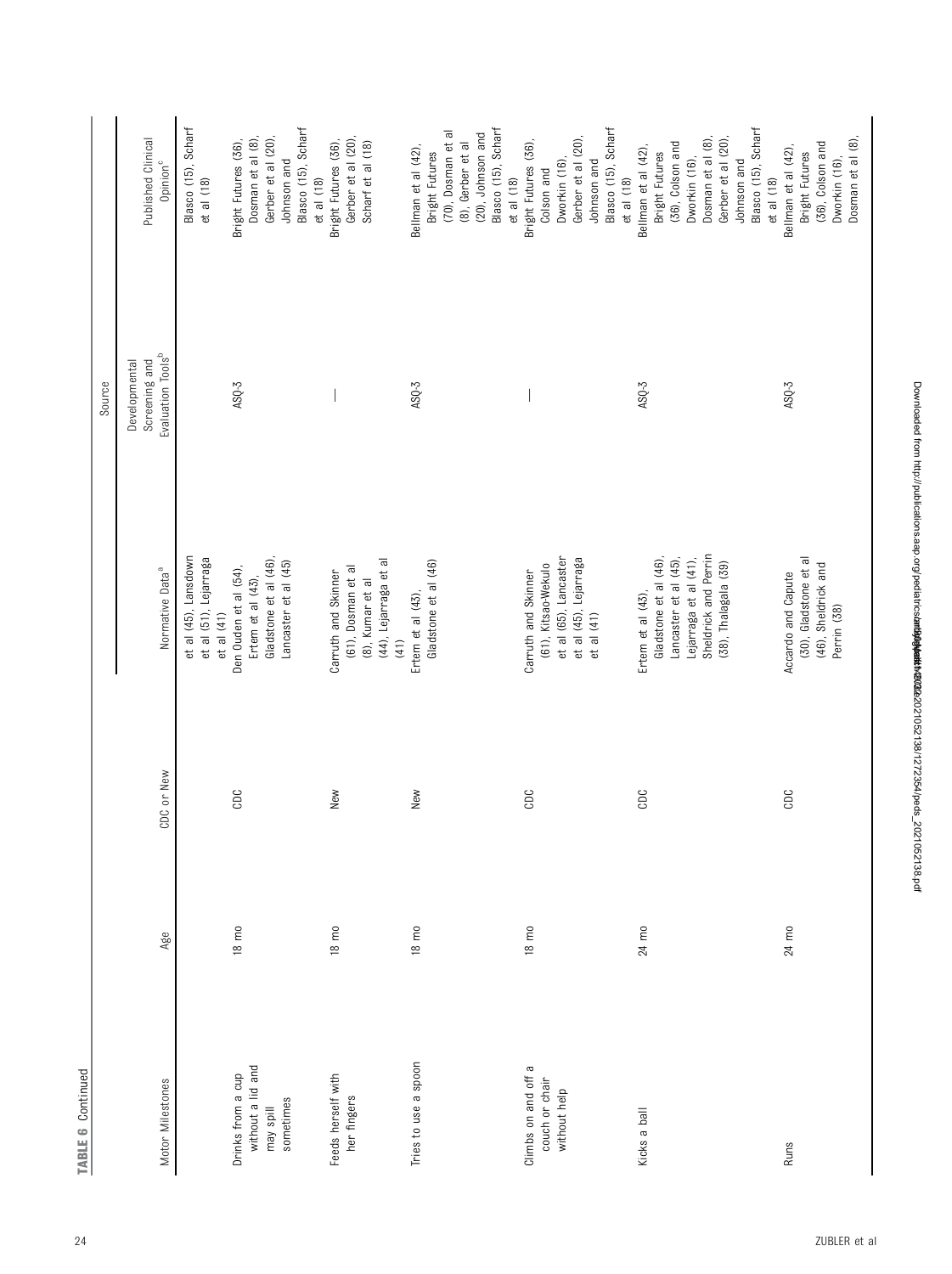**TABLE 6** Continued

| Motor Milestones | Age | CDC or New | Source | | |
|---|---|---|---|---|---|
| | | | Normative Data[a] | Developmental Screening and Evaluation Tools[b] | Published Clinical Opinion[c] |
| | | | et al (45), Lansdown et al (51), Lejarraga et al (41) | | Blasco (15), Scharf et al (18) |
| Drinks from a cup without a lid and may spill sometimes | 18 mo | CDC | Den Ouden et al (54), Ertem et al (43), Gladstone et al (46), Lancaster et al (45) | ASQ-3 | Bright Futures (36), Dosman et al (8), Gerber et al (20), Johnson and Blasco (15), Scharf et al (18) |
| Feeds herself with her fingers | 18 mo | New | Carruth and Skinner (61), Dosman et al (8), Kumar et al (44), Lejarraga et al (41) | — | Bright Futures (36), Gerber et al (20), Scharf et al (18) |
| Tries to use a spoon | 18 mo | New | Ertem et al (43), Gladstone et al (46) | ASQ-3 | Bellman et al (42), Bright Futures (70), Dosman et al (8), Gerber et al (20), Johnson and Blasco (15), Scharf et al (18) |
| Climbs on and off a couch or chair without help | 18 mo | CDC | Carruth and Skinner (61), Kitsao-Wekulo et al (65), Lancaster et al (45), Lejarraga et al (41) | — | Bright Futures (36), Colson and Dworkin (16), Gerber et al (20), Johnson and Blasco (15), Scharf et al (18) |
| Kicks a ball | 24 mo | CDC | Ertem et al (43), Gladstone et al (46), Lancaster et al (45), Lejarraga et al (41), Sheldrick and Perrin (38), Thalagala (39) | ASQ-3 | Bellman et al (42), Bright Futures (36), Colson and Dworkin (16), Dosman et al (8), Gerber et al (20), Johnson and Blasco (15), Scharf et al (18) |
| Runs | 24 mo | CDC | Accardo and Capute (30), Gladstone et al (46), Sheldrick and Perrin (38) | ASQ-3 | Bellman et al (42), Bright Futures (36), Colson and Dworkin (16), Dosman et al (8), |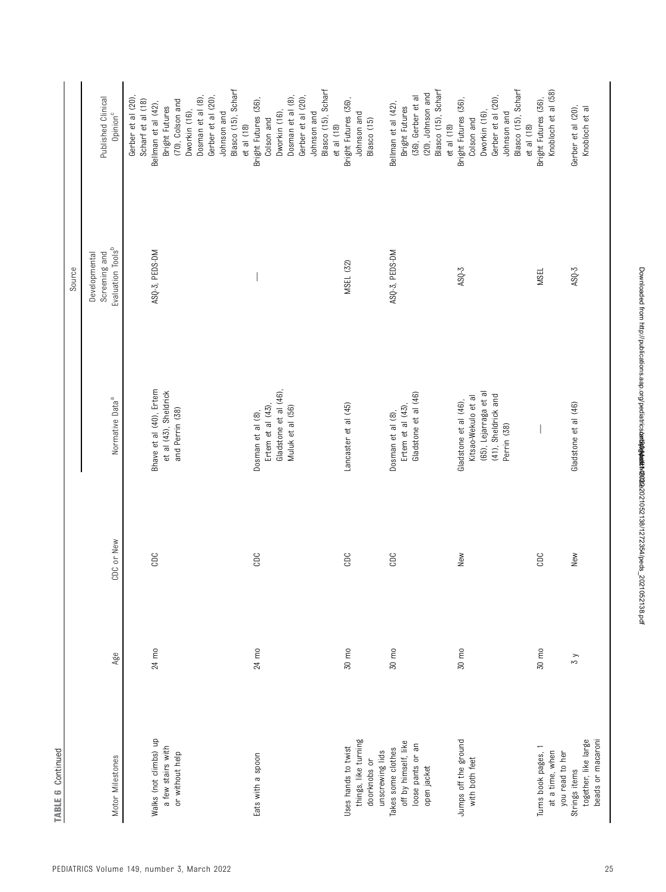**TABLE 6** Continued

| Motor Milestones | Age | CDC or New | Normative Data[a] | Developmental Screening and Evaluation Tools[b] | Published Clinical Opinion[c] |
|---|---|---|---|---|---|
| | | | | | Gerber et al (20), Scharf et al (18) |
| Walks (not climbs) up a few stairs with or without help | 24 mo | CDC | Bhave et al (40), Ertem et al (43), Sheldrick and Perrin (38) | ASQ-3, PEDS-DM | Bellman et al (42), Bright Futures (70), Colson and Dworkin (16), Dosman et al (8), Gerber et al (20), Johnson and Blasco (15), Scharf et al (18) |
| Eats with a spoon | 24 mo | CDC | Dosman et al (8), Ertem et al (43), Gladstone et al (46), Muluk et al (56) | — | Bright Futures (36), Colson and Dworkin (16), Dosman et al (8), Gerber et al (20), Johnson and Blasco (15), Scharf et al (18) |
| Uses hands to twist things, like turning doorknobs or unscrewing lids | 30 mo | CDC | Lancaster et al (45) | MSEL (32) | Bright Futures (36), Johnson and Blasco (15) |
| Takes some clothes off by himself, like loose pants or an open jacket | 30 mo | CDC | Dosman et al (8), Ertem et al (43), Gladstone et al (46) | ASQ-3, PEDS-DM | Bellman et al (42), Bright Futures (36), Gerber et al (20), Johnson and Blasco (15), Scharf et al (18) |
| Jumps off the ground with both feet | 30 mo | New | Gladstone et al (46), Kitsao-Wekulo et al (65), Lejarraga et al (41), Sheldrick and Perrin (38) | ASQ-3 | Bright Futures (36), Colson and Dworkin (16), Gerber et al (20), Johnson and Blasco (15), Scharf et al (18) |
| Turns book pages, 1 at a time, when you read to her | 30 mo | CDC | — | MSEL | Bright Futures (36), Knobloch et al (58) |
| Strings items together, like large beads or macaroni | 3 y | New | Gladstone et al (46) | ASQ-3 | Gerber et al (20), Knobloch et al |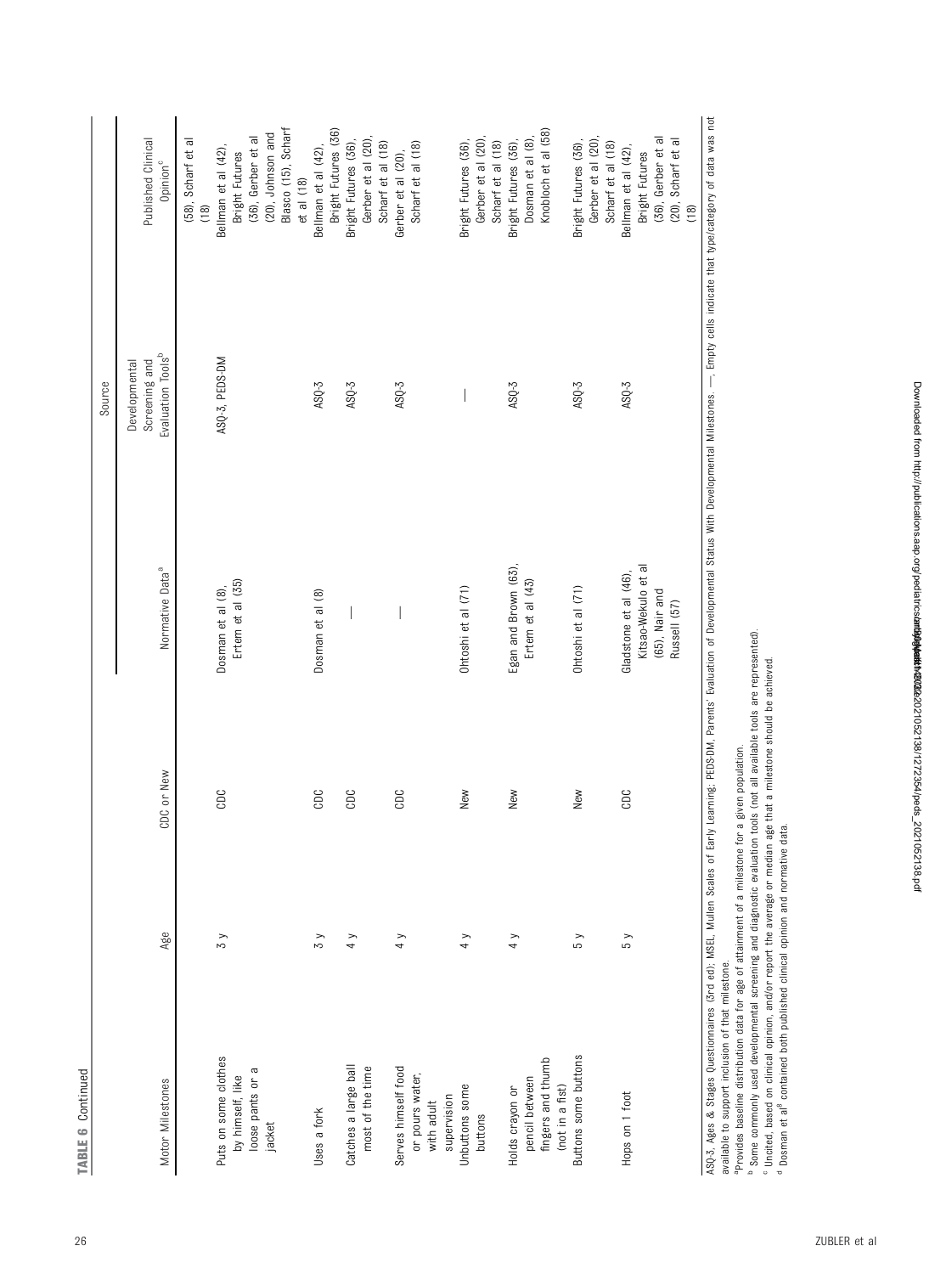**TABLE 6** Continued

| Motor Milestones | Age | CDC or New | Source | | |
|---|---|---|---|---|---|
| | | | Normative Data[a] | Developmental Screening and Evaluation Tools[b] | Published Clinical Opinion[c] |
| | | | | | (58), Scharf et al (18) |
| Puts on some clothes by himself, like loose pants or a jacket | 3 y | CDC | Dosman et al (8), Ertem et al (35) | ASQ-3, PEDS-DM | Bellman et al (42), Bright Futures (36), Gerber et al (20), Johnson and Blasco (15), Scharf et al (18) |
| Uses a fork | 3 y | CDC | Dosman et al (8) | ASQ-3 | Bellman et al (42), Bright Futures (36) |
| Catches a large ball most of the time | 4 y | CDC | — | ASQ-3 | Bright Futures (36), Gerber et al (20), Scharf et al (18) |
| Serves himself food or pours water, with adult supervision | 4 y | CDC | — | ASQ-3 | Gerber et al (20), Scharf et al (18) |
| Unbuttons some buttons | 4 y | New | Ohtoshi et al (71) | — | Bright Futures (36), Gerber et al (20), Scharf et al (18) |
| Holds crayon or pencil between fingers and thumb (not in a fist) | 4 y | New | Egan and Brown (63), Ertem et al (43) | ASQ-3 | Bright Futures (36), Dosman et al (8), Knobloch et al (58) |
| Buttons some buttons | 5 y | New | Ohtoshi et al (71) | ASQ-3 | Bright Futures (36), Gerber et al (20), Scharf et al (18) |
| Hops on 1 foot | 5 y | CDC | Gladstone et al (46), Kitsao-Wekulo et al (65), Nair and Russell (57) | ASQ-3 | Bellman et al (42), Bright Futures (36), Gerber et al (20), Scharf et al (18) |

ASQ-3, Ages & Stages Questionnaires (3rd ed); MSEL, Mullen Scales of Early Learning; PEDS-DM, Parents' Evaluation of Developmental Status With Developmental Milestones. —, Empty cells indicate that type/category of data was not available to support inclusion of that milestone.

[a] Provides baseline distribution data for age of attainment of a milestone for a given population.

[b] Some commonly used developmental screening and diagnostic evaluation tools (not all available tools are represented).

[c] Uncited, based on clinical opinion, and/or report the average or median age that a milestone should be achieved.

[d] Dosman et al[8] contained both published clinical opinion and normative data.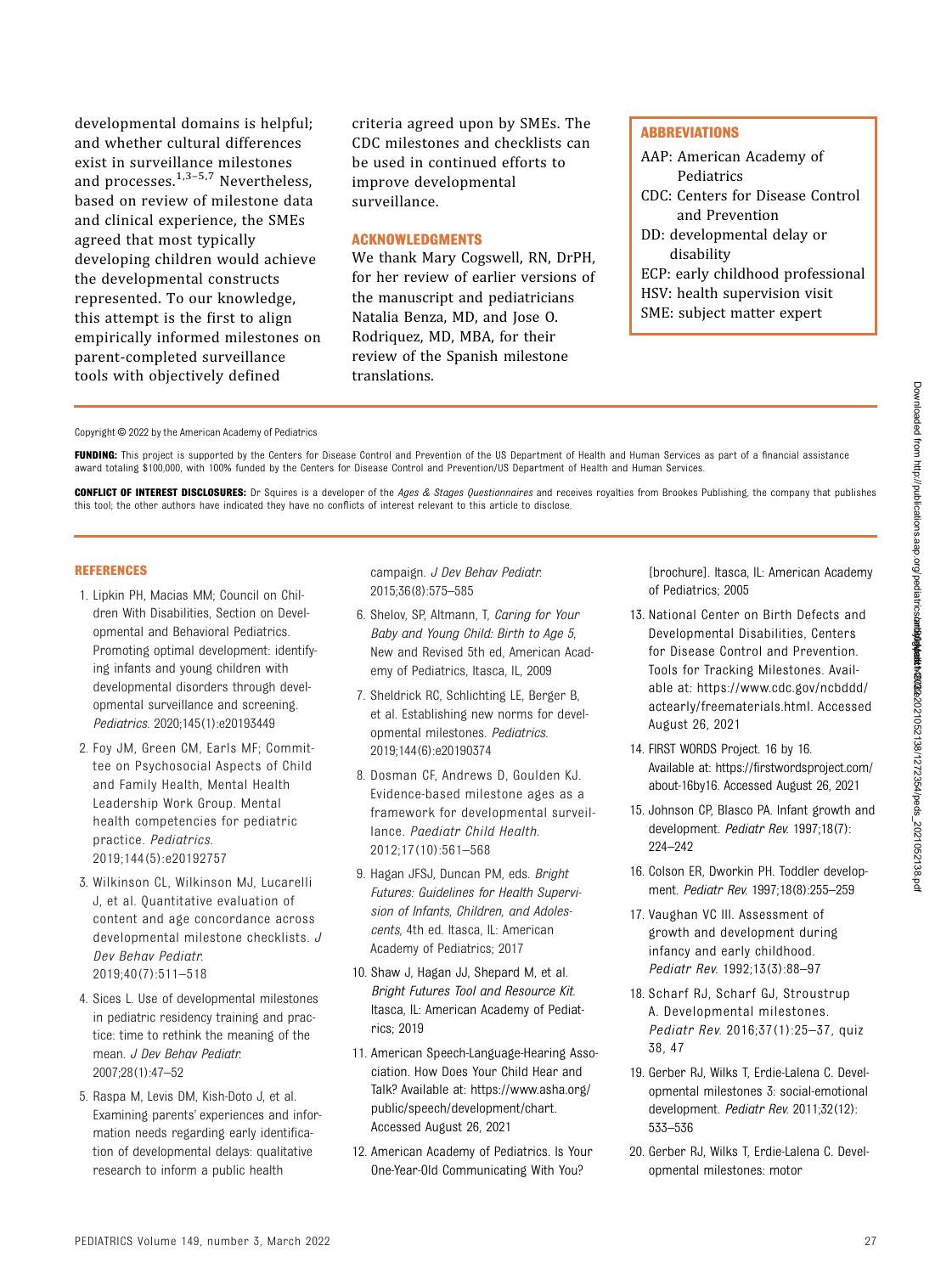developmental domains is helpful; and whether cultural differences exist in surveillance milestones and processes.[1,3–5,7] Nevertheless, based on review of milestone data and clinical experience, the SMEs agreed that most typically developing children would achieve the developmental constructs represented. To our knowledge, this attempt is the first to align empirically informed milestones on parent-completed surveillance tools with objectively defined criteria agreed upon by SMEs. The CDC milestones and checklists can be used in continued efforts to improve developmental surveillance.

## ACKNOWLEDGMENTS

We thank Mary Cogswell, RN, DrPH, for her review of earlier versions of the manuscript and pediatricians Natalia Benza, MD, and Jose O. Rodriquez, MD, MBA, for their review of the Spanish milestone translations.

## ABBREVIATIONS

AAP: American Academy of Pediatrics
CDC: Centers for Disease Control and Prevention
DD: developmental delay or disability
ECP: early childhood professional
HSV: health supervision visit
SME: subject matter expert

Copyright © 2022 by the American Academy of Pediatrics

**FUNDING:** This project is supported by the Centers for Disease Control and Prevention of the US Department of Health and Human Services as part of a financial assistance award totaling $100,000, with 100% funded by the Centers for Disease Control and Prevention/US Department of Health and Human Services.

**CONFLICT OF INTEREST DISCLOSURES:** Dr Squires is a developer of the *Ages & Stages Questionnaires* and receives royalties from Brookes Publishing, the company that publishes this tool; the other authors have indicated they have no conflicts of interest relevant to this article to disclose.

## REFERENCES

1. Lipkin PH, Macias MM; Council on Children With Disabilities, Section on Developmental and Behavioral Pediatrics. Promoting optimal development: identifying infants and young children with developmental disorders through developmental surveillance and screening. *Pediatrics*. 2020;145(1):e20193449
2. Foy JM, Green CM, Earls MF; Committee on Psychosocial Aspects of Child and Family Health, Mental Health Leadership Work Group. Mental health competencies for pediatric practice. *Pediatrics*. 2019;144(5):e20192757
3. Wilkinson CL, Wilkinson MJ, Lucarelli J, et al. Quantitative evaluation of content and age concordance across developmental milestone checklists. *J Dev Behav Pediatr*. 2019;40(7):511–518
4. Sices L. Use of developmental milestones in pediatric residency training and practice: time to rethink the meaning of the mean. *J Dev Behav Pediatr*. 2007;28(1):47–52
5. Raspa M, Levis DM, Kish-Doto J, et al. Examining parents' experiences and information needs regarding early identification of developmental delays: qualitative research to inform a public health campaign. *J Dev Behav Pediatr*. 2015;36(8):575–585
6. Shelov, SP, Altmann, T, *Caring for Your Baby and Young Child: Birth to Age 5*, New and Revised 5th ed, American Academy of Pediatrics, Itasca, IL, 2009
7. Sheldrick RC, Schlichting LE, Berger B, et al. Establishing new norms for developmental milestones. *Pediatrics*. 2019;144(6):e20190374
8. Dosman CF, Andrews D, Goulden KJ. Evidence-based milestone ages as a framework for developmental surveillance. *Paediatr Child Health*. 2012;17(10):561–568
9. Hagan JFSJ, Duncan PM, eds. *Bright Futures: Guidelines for Health Supervision of Infants, Children, and Adolescents*, 4th ed. Itasca, IL: American Academy of Pediatrics; 2017
10. Shaw J, Hagan JJ, Shepard M, et al. *Bright Futures Tool and Resource Kit*. Itasca, IL: American Academy of Pediatrics; 2019
11. American Speech-Language-Hearing Association. How Does Your Child Hear and Talk? Available at: https://www.asha.org/public/speech/development/chart. Accessed August 26, 2021
12. American Academy of Pediatrics. Is Your One-Year-Old Communicating With You? [brochure]. Itasca, IL: American Academy of Pediatrics; 2005
13. National Center on Birth Defects and Developmental Disabilities, Centers for Disease Control and Prevention. Tools for Tracking Milestones. Available at: https://www.cdc.gov/ncbddd/actearly/freematerials.html. Accessed August 26, 2021
14. FIRST WORDS Project. 16 by 16. Available at: https://firstwordsproject.com/about-16by16. Accessed August 26, 2021
15. Johnson CP, Blasco PA. Infant growth and development. *Pediatr Rev*. 1997;18(7):224–242
16. Colson ER, Dworkin PH. Toddler development. *Pediatr Rev*. 1997;18(8):255–259
17. Vaughan VC III. Assessment of growth and development during infancy and early childhood. *Pediatr Rev*. 1992;13(3):88–97
18. Scharf RJ, Scharf GJ, Stroustrup A. Developmental milestones. *Pediatr Rev*. 2016;37(1):25–37, quiz 38, 47
19. Gerber RJ, Wilks T, Erdie-Lalena C. Developmental milestones 3: social-emotional development. *Pediatr Rev*. 2011;32(12):533–536
20. Gerber RJ, Wilks T, Erdie-Lalena C. Developmental milestones: motor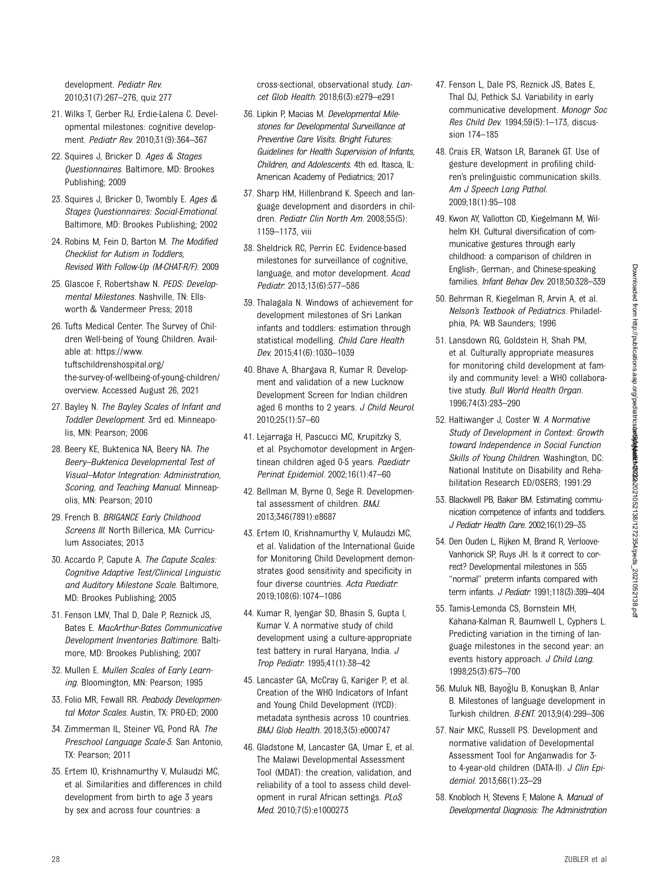development. *Pediatr Rev.* 2010;31(7):267–276, quiz 277

21. Wilks T, Gerber RJ, Erdie-Lalena C. Developmental milestones: cognitive development. *Pediatr Rev.* 2010;31(9):364–367

22. Squires J, Bricker D. *Ages & Stages Questionnaires.* Baltimore, MD: Brookes Publishing; 2009

23. Squires J, Bricker D, Twombly E. *Ages & Stages Questionnaires: Social-Emotional.* Baltimore, MD: Brookes Publishing; 2002

24. Robins M, Fein D, Barton M. *The Modified Checklist for Autism in Toddlers, Revised With Follow-Up (M-CHAT-R/F).* 2009

25. Glascoe F, Robertshaw N. *PEDS: Developmental Milestones.* Nashville, TN: Ellsworth & Vandermeer Press; 2018

26. Tufts Medical Center. The Survey of Children Well-being of Young Children. Available at: https://www.tuftschildrenshospital.org/the-survey-of-wellbeing-of-young-children/overview. Accessed August 26, 2021

27. Bayley N. *The Bayley Scales of Infant and Toddler Development.* 3rd ed. Minneapolis, MN: Pearson; 2006

28. Beery KE, Buktenica NA, Beery NA. *The Beery–Buktenica Developmental Test of Visual–Motor Integration: Administration, Scoring, and Teaching Manual.* Minneapolis, MN: Pearson; 2010

29. French B. *BRIGANCE Early Childhood Screens III.* North Billerica, MA: Curriculum Associates; 2013

30. Accardo P, Capute A. *The Capute Scales: Cognitive Adaptive Test/Clinical Linguistic and Auditory Milestone Scale.* Baltimore, MD: Brookes Publishing; 2005

31. Fenson LMV, Thal D, Dale P, Reznick JS, Bates E. *MacArthur-Bates Communicative Development Inventories Baltimore.* Baltimore, MD: Brookes Publishing; 2007

32. Mullen E. *Mullen Scales of Early Learning.* Bloomington, MN: Pearson; 1995

33. Folio MR, Fewall RR. *Peabody Developmental Motor Scales.* Austin, TX: PRO-ED; 2000

34. Zimmerman IL, Steiner VG, Pond RA. *The Preschool Language Scale-5.* San Antonio, TX: Pearson; 2011

35. Ertem IO, Krishnamurthy V, Mulaudzi MC, et al. Similarities and differences in child development from birth to age 3 years by sex and across four countries: a cross-sectional, observational study. *Lancet Glob Health.* 2018;6(3):e279–e291

36. Lipkin P, Macias M. *Developmental Milestones for Developmental Surveillance at Preventive Care Visits. Bright Futures: Guidelines for Health Supervision of Infants, Children, and Adolescents.* 4th ed. Itasca, IL: American Academy of Pediatrics; 2017

37. Sharp HM, Hillenbrand K. Speech and language development and disorders in children. *Pediatr Clin North Am.* 2008;55(5): 1159–1173, viii

38. Sheldrick RC, Perrin EC. Evidence-based milestones for surveillance of cognitive, language, and motor development. *Acad Pediatr.* 2013;13(6):577–586

39. Thalagala N. Windows of achievement for development milestones of Sri Lankan infants and toddlers: estimation through statistical modelling. *Child Care Health Dev.* 2015;41(6):1030–1039

40. Bhave A, Bhargava R, Kumar R. Development and validation of a new Lucknow Development Screen for Indian children aged 6 months to 2 years. *J Child Neurol.* 2010;25(1):57–60

41. Lejarraga H, Pascucci MC, Krupitzky S, et al. Psychomotor development in Argentinean children aged 0-5 years. *Paediatr Perinat Epidemiol.* 2002;16(1):47–60

42. Bellman M, Byrne O, Sege R. Developmental assessment of children. *BMJ.* 2013;346(7891):e8687

43. Ertem IO, Krishnamurthy V, Mulaudzi MC, et al. Validation of the International Guide for Monitoring Child Development demonstrates good sensitivity and specificity in four diverse countries. *Acta Paediatr.* 2019;108(6):1074–1086

44. Kumar R, Iyengar SD, Bhasin S, Gupta I, Kumar V. A normative study of child development using a culture-appropriate test battery in rural Haryana, India. *J Trop Pediatr.* 1995;41(1):38–42

45. Lancaster GA, McCray G, Kariger P, et al. Creation of the WHO Indicators of Infant and Young Child Development (IYCD): metadata synthesis across 10 countries. *BMJ Glob Health.* 2018;3(5):e000747

46. Gladstone M, Lancaster GA, Umar E, et al. The Malawi Developmental Assessment Tool (MDAT): the creation, validation, and reliability of a tool to assess child development in rural African settings. *PLoS Med.* 2010;7(5):e1000273

47. Fenson L, Dale PS, Reznick JS, Bates E, Thal DJ, Pethick SJ. Variability in early communicative development. *Monogr Soc Res Child Dev.* 1994;59(5):1–173, discussion 174–185

48. Crais ER, Watson LR, Baranek GT. Use of gesture development in profiling children's prelinguistic communication skills. *Am J Speech Lang Pathol.* 2009;18(1):95–108

49. Kwon AY, Vallotton CD, Kiegelmann M, Wilhelm KH. Cultural diversification of communicative gestures through early childhood: a comparison of children in English-, German-, and Chinese-speaking families. *Infant Behav Dev.* 2018;50:328–339

50. Behrman R, Kiegelman R, Arvin A, et al. *Nelson's Textbook of Pediatrics.* Philadelphia, PA: WB Saunders; 1996

51. Lansdown RG, Goldstein H, Shah PM, et al. Culturally appropriate measures for monitoring child development at family and community level: a WHO collaborative study. *Bull World Health Organ.* 1996;74(3):283–290

52. Haltiwanger J, Coster W. *A Normative Study of Development in Context: Growth toward Independence in Social Function Skills of Young Children.* Washington, DC: National Institute on Disability and Rehabilitation Research ED/OSERS; 1991:29

53. Blackwell PB, Baker BM. Estimating communication competence of infants and toddlers. *J Pediatr Health Care.* 2002;16(1):29–35

54. Den Ouden L, Rijken M, Brand R, Verloove-Vanhorick SP, Ruys JH. Is it correct to correct? Developmental milestones in 555 "normal" preterm infants compared with term infants. *J Pediatr.* 1991;118(3):399–404

55. Tamis-Lemonda CS, Bornstein MH, Kahana-Kalman R, Baumwell L, Cyphers L. Predicting variation in the timing of language milestones in the second year: an events history approach. *J Child Lang.* 1998;25(3):675–700

56. Muluk NB, Bayoğlu B, Konuşkan B, Anlar B. Milestones of language development in Turkish children. *B-ENT.* 2013;9(4):299–306

57. Nair MKC, Russell PS. Development and normative validation of Developmental Assessment Tool for Anganwadis for 3- to 4-year-old children (DATA-II). *J Clin Epidemiol.* 2013;66(1):23–29

58. Knobloch H, Stevens F, Malone A. *Manual of Developmental Diagnosis: The Administration*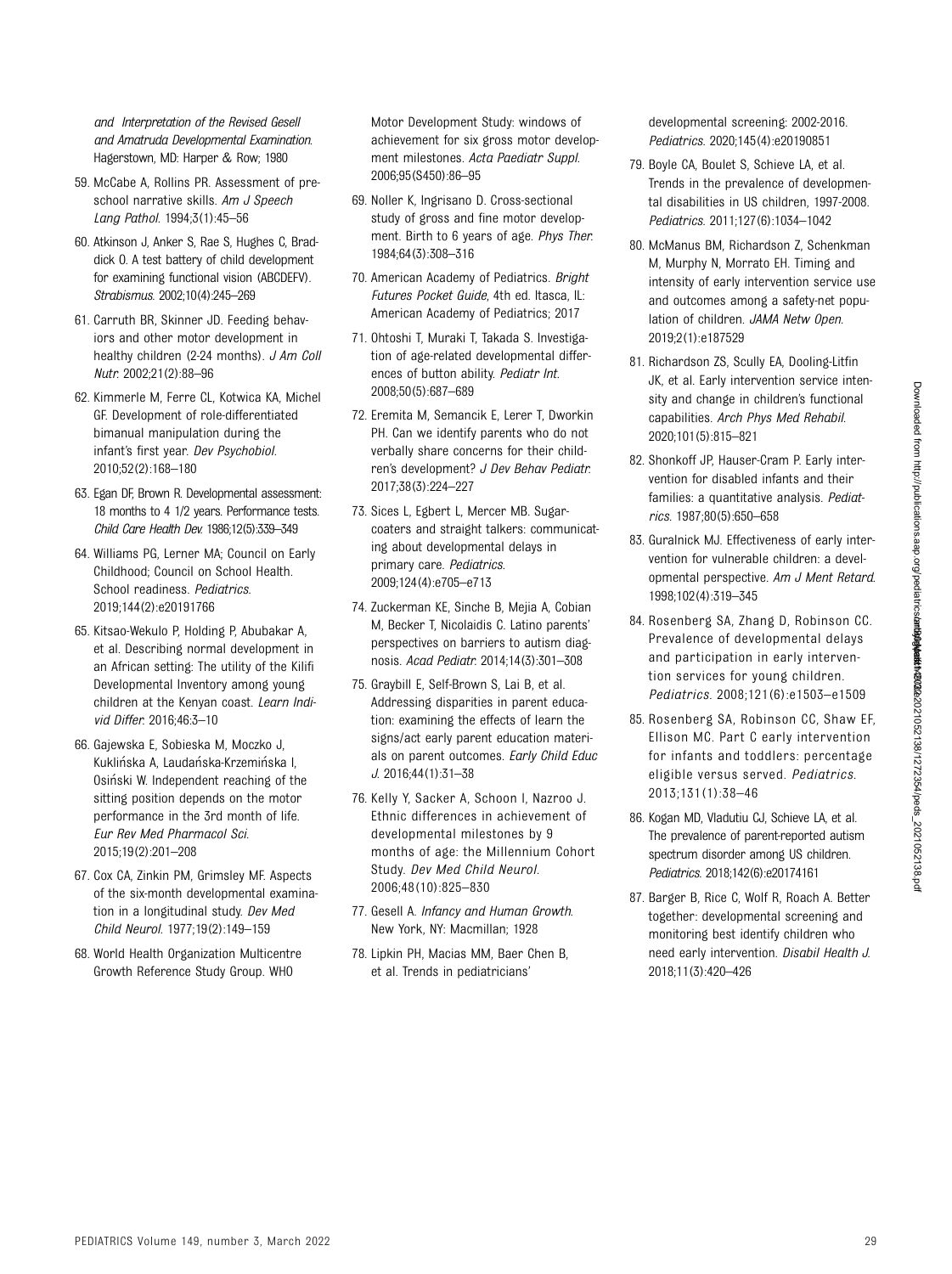*and Interpretation of the Revised Gesell and Amatruda Developmental Examination*. Hagerstown, MD: Harper & Row; 1980

59. McCabe A, Rollins PR. Assessment of preschool narrative skills. *Am J Speech Lang Pathol*. 1994;3(1):45–56
60. Atkinson J, Anker S, Rae S, Hughes C, Braddick O. A test battery of child development for examining functional vision (ABCDEFV). *Strabismus*. 2002;10(4):245–269
61. Carruth BR, Skinner JD. Feeding behaviors and other motor development in healthy children (2-24 months). *J Am Coll Nutr*. 2002;21(2):88–96
62. Kimmerle M, Ferre CL, Kotwica KA, Michel GF. Development of role-differentiated bimanual manipulation during the infant's first year. *Dev Psychobiol*. 2010;52(2):168–180
63. Egan DF, Brown R. Developmental assessment: 18 months to 4 1/2 years. Performance tests. *Child Care Health Dev*. 1986;12(5):339–349
64. Williams PG, Lerner MA; Council on Early Childhood; Council on School Health. School readiness. *Pediatrics*. 2019;144(2):e20191766
65. Kitsao-Wekulo P, Holding P, Abubakar A, et al. Describing normal development in an African setting: The utility of the Kilifi Developmental Inventory among young children at the Kenyan coast. *Learn Individ Differ*. 2016;46:3–10
66. Gajewska E, Sobieska M, Moczko J, Kuklińska A, Laudańska-Krzemińska I, Osiński W. Independent reaching of the sitting position depends on the motor performance in the 3rd month of life. *Eur Rev Med Pharmacol Sci*. 2015;19(2):201–208
67. Cox CA, Zinkin PM, Grimsley MF. Aspects of the six-month developmental examination in a longitudinal study. *Dev Med Child Neurol*. 1977;19(2):149–159
68. World Health Organization Multicentre Growth Reference Study Group. WHO Motor Development Study: windows of achievement for six gross motor development milestones. *Acta Paediatr Suppl*. 2006;95(S450):86–95
69. Noller K, Ingrisano D. Cross-sectional study of gross and fine motor development. Birth to 6 years of age. *Phys Ther*. 1984;64(3):308–316
70. American Academy of Pediatrics. *Bright Futures Pocket Guide*, 4th ed. Itasca, IL: American Academy of Pediatrics; 2017
71. Ohtoshi T, Muraki T, Takada S. Investigation of age-related developmental differences of button ability. *Pediatr Int*. 2008;50(5):687–689
72. Eremita M, Semancik E, Lerer T, Dworkin PH. Can we identify parents who do not verbally share concerns for their children's development? *J Dev Behav Pediatr*. 2017;38(3):224–227
73. Sices L, Egbert L, Mercer MB. Sugar-coaters and straight talkers: communicating about developmental delays in primary care. *Pediatrics*. 2009;124(4):e705–e713
74. Zuckerman KE, Sinche B, Mejia A, Cobian M, Becker T, Nicolaidis C. Latino parents' perspectives on barriers to autism diagnosis. *Acad Pediatr*. 2014;14(3):301–308
75. Graybill E, Self-Brown S, Lai B, et al. Addressing disparities in parent education: examining the effects of learn the signs/act early parent education materials on parent outcomes. *Early Child Educ J*. 2016;44(1):31–38
76. Kelly Y, Sacker A, Schoon I, Nazroo J. Ethnic differences in achievement of developmental milestones by 9 months of age: the Millennium Cohort Study. *Dev Med Child Neurol*. 2006;48(10):825–830
77. Gesell A. *Infancy and Human Growth*. New York, NY: Macmillan; 1928
78. Lipkin PH, Macias MM, Baer Chen B, et al. Trends in pediatricians' developmental screening: 2002-2016. *Pediatrics*. 2020;145(4):e20190851
79. Boyle CA, Boulet S, Schieve LA, et al. Trends in the prevalence of developmental disabilities in US children, 1997-2008. *Pediatrics*. 2011;127(6):1034–1042
80. McManus BM, Richardson Z, Schenkman M, Murphy N, Morrato EH. Timing and intensity of early intervention service use and outcomes among a safety-net population of children. *JAMA Netw Open*. 2019;2(1):e187529
81. Richardson ZS, Scully EA, Dooling-Litfin JK, et al. Early intervention service intensity and change in children's functional capabilities. *Arch Phys Med Rehabil*. 2020;101(5):815–821
82. Shonkoff JP, Hauser-Cram P. Early intervention for disabled infants and their families: a quantitative analysis. *Pediatrics*. 1987;80(5):650–658
83. Guralnick MJ. Effectiveness of early intervention for vulnerable children: a developmental perspective. *Am J Ment Retard*. 1998;102(4):319–345
84. Rosenberg SA, Zhang D, Robinson CC. Prevalence of developmental delays and participation in early intervention services for young children. *Pediatrics*. 2008;121(6):e1503–e1509
85. Rosenberg SA, Robinson CC, Shaw EF, Ellison MC. Part C early intervention for infants and toddlers: percentage eligible versus served. *Pediatrics*. 2013;131(1):38–46
86. Kogan MD, Vladutiu CJ, Schieve LA, et al. The prevalence of parent-reported autism spectrum disorder among US children. *Pediatrics*. 2018;142(6):e20174161
87. Barger B, Rice C, Wolf R, Roach A. Better together: developmental screening and monitoring best identify children who need early intervention. *Disabil Health J*. 2018;11(3):420–426